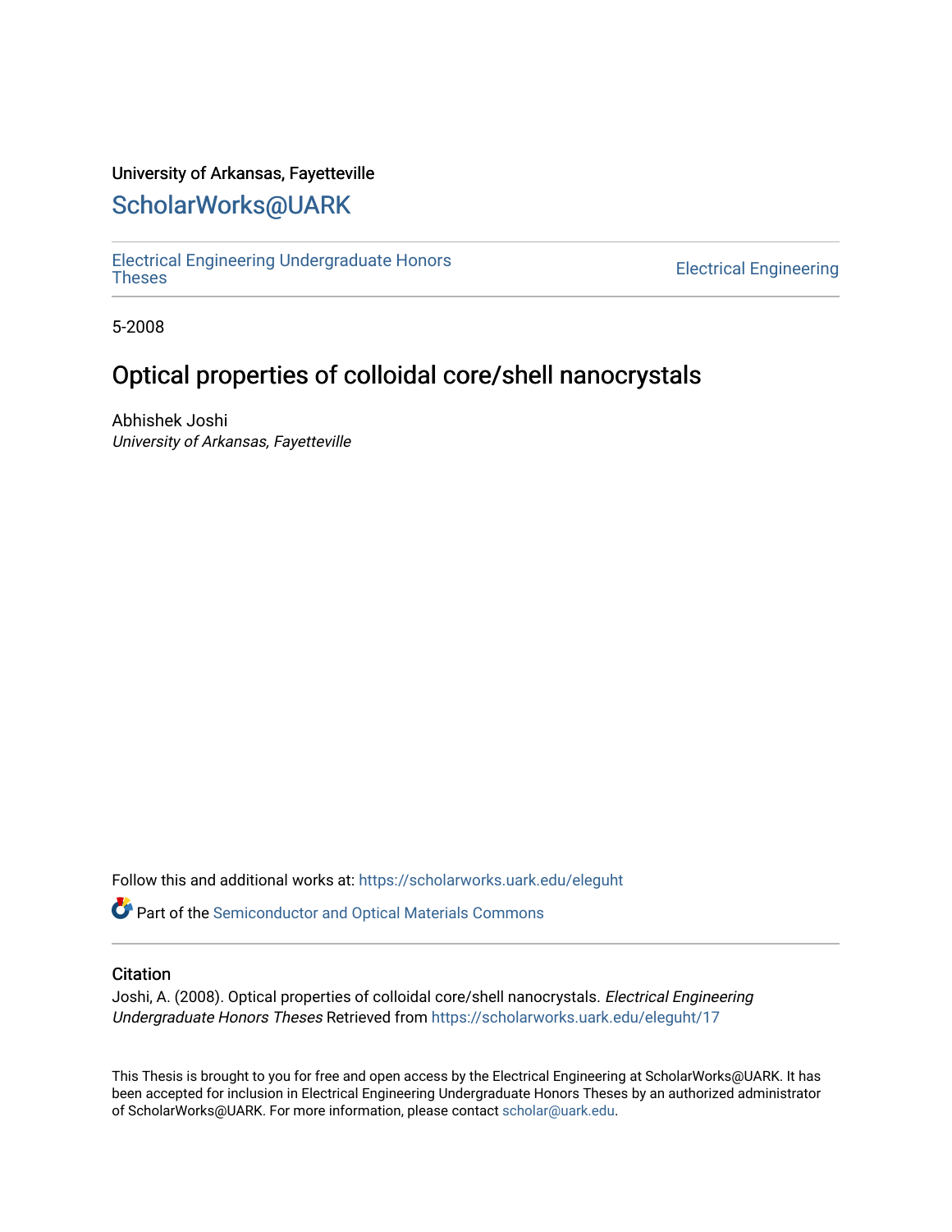University of Arkansas, Fayetteville

# ScholarWorks@UARK

Electrical Engineering Undergraduate Honors Theses

Electrical Engineering

5-2008

## Optical properties of colloidal core/shell nanocrystals

Abhishek Joshi
*University of Arkansas, Fayetteville*

Follow this and additional works at: https://scholarworks.uark.edu/eleguht

Part of the Semiconductor and Optical Materials Commons

### Citation

Joshi, A. (2008). Optical properties of colloidal core/shell nanocrystals. *Electrical Engineering Undergraduate Honors Theses* Retrieved from https://scholarworks.uark.edu/eleguht/17

This Thesis is brought to you for free and open access by the Electrical Engineering at ScholarWorks@UARK. It has been accepted for inclusion in Electrical Engineering Undergraduate Honors Theses by an authorized administrator of ScholarWorks@UARK. For more information, please contact scholar@uark.edu.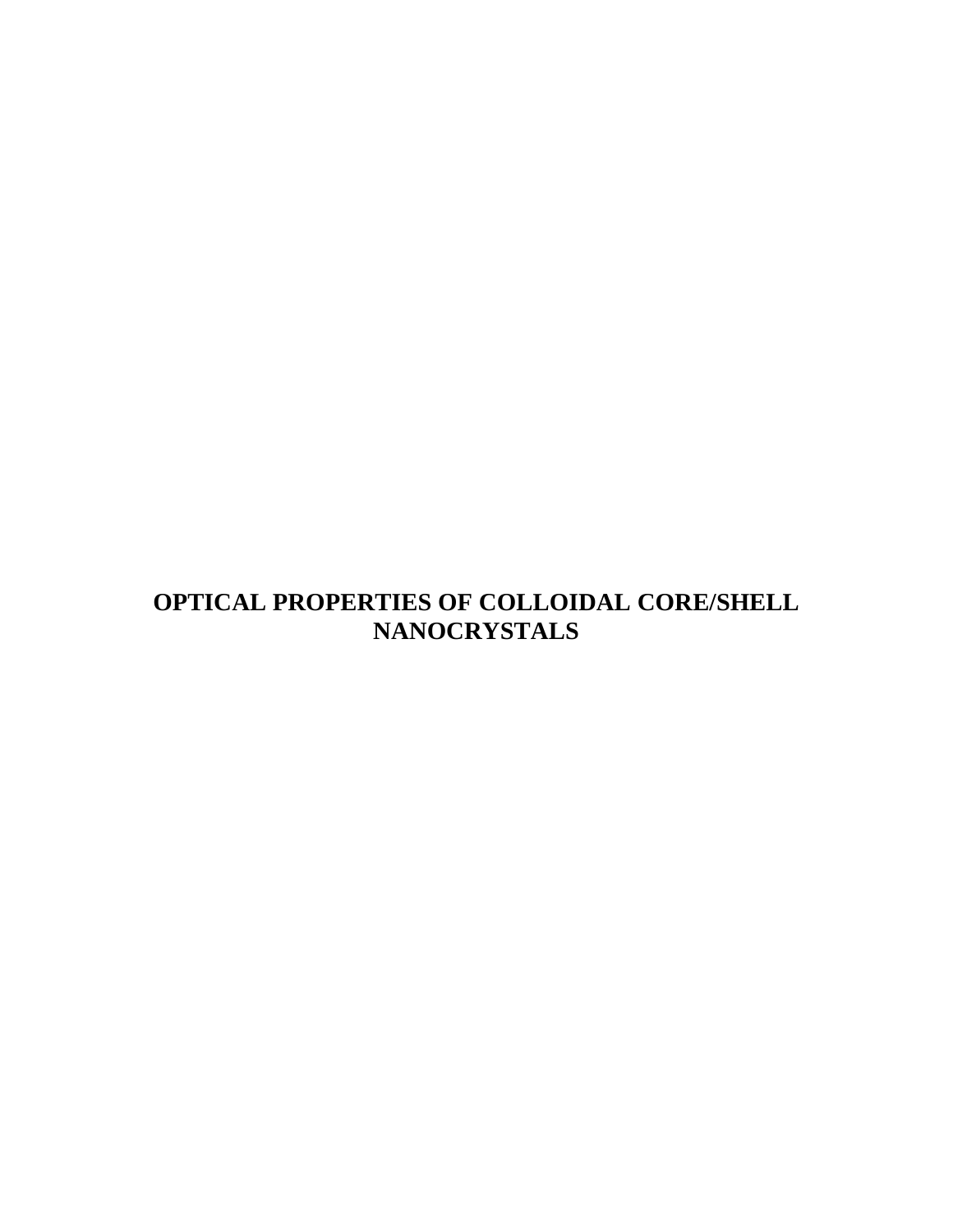# OPTICAL PROPERTIES OF COLLOIDAL CORE/SHELL NANOCRYSTALS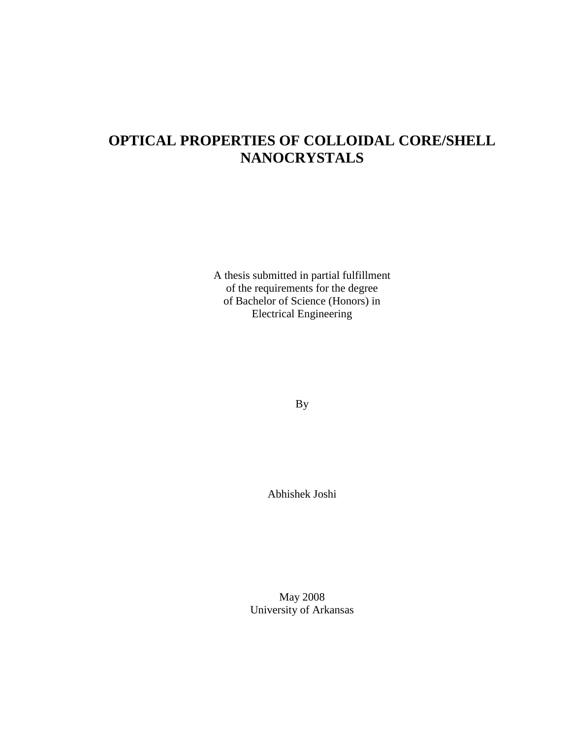# OPTICAL PROPERTIES OF COLLOIDAL CORE/SHELL NANOCRYSTALS

A thesis submitted in partial fulfillment  
of the requirements for the degree  
of Bachelor of Science (Honors) in  
Electrical Engineering

By

Abhishek Joshi

May 2008  
University of Arkansas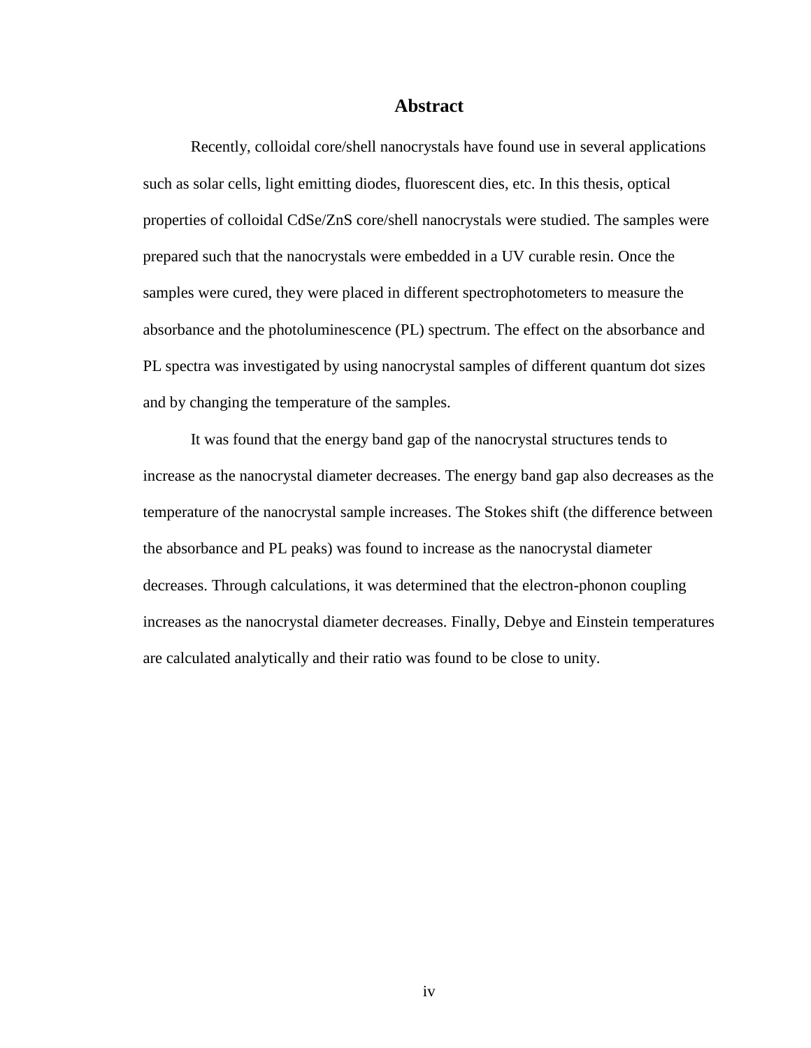## Abstract

Recently, colloidal core/shell nanocrystals have found use in several applications such as solar cells, light emitting diodes, fluorescent dies, etc. In this thesis, optical properties of colloidal CdSe/ZnS core/shell nanocrystals were studied. The samples were prepared such that the nanocrystals were embedded in a UV curable resin. Once the samples were cured, they were placed in different spectrophotometers to measure the absorbance and the photoluminescence (PL) spectrum. The effect on the absorbance and PL spectra was investigated by using nanocrystal samples of different quantum dot sizes and by changing the temperature of the samples.

It was found that the energy band gap of the nanocrystal structures tends to increase as the nanocrystal diameter decreases. The energy band gap also decreases as the temperature of the nanocrystal sample increases. The Stokes shift (the difference between the absorbance and PL peaks) was found to increase as the nanocrystal diameter decreases. Through calculations, it was determined that the electron-phonon coupling increases as the nanocrystal diameter decreases. Finally, Debye and Einstein temperatures are calculated analytically and their ratio was found to be close to unity.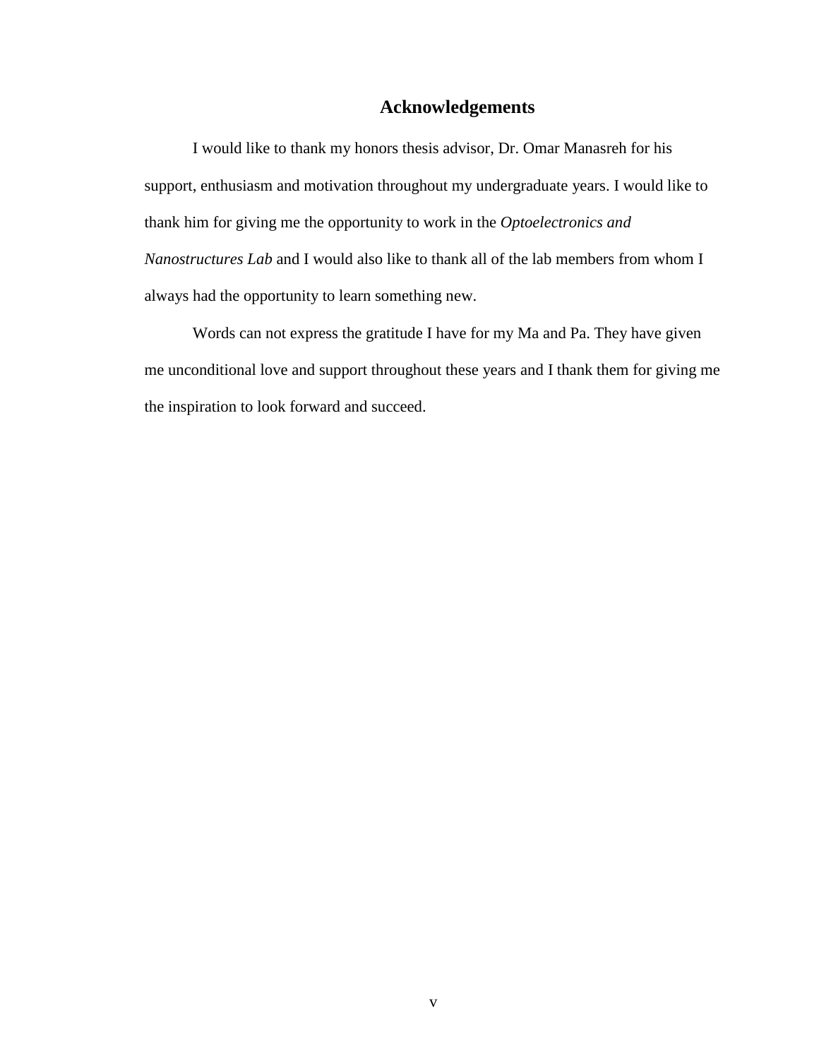# Acknowledgements

I would like to thank my honors thesis advisor, Dr. Omar Manasreh for his support, enthusiasm and motivation throughout my undergraduate years. I would like to thank him for giving me the opportunity to work in the *Optoelectronics and Nanostructures Lab* and I would also like to thank all of the lab members from whom I always had the opportunity to learn something new.

Words can not express the gratitude I have for my Ma and Pa. They have given me unconditional love and support throughout these years and I thank them for giving me the inspiration to look forward and succeed.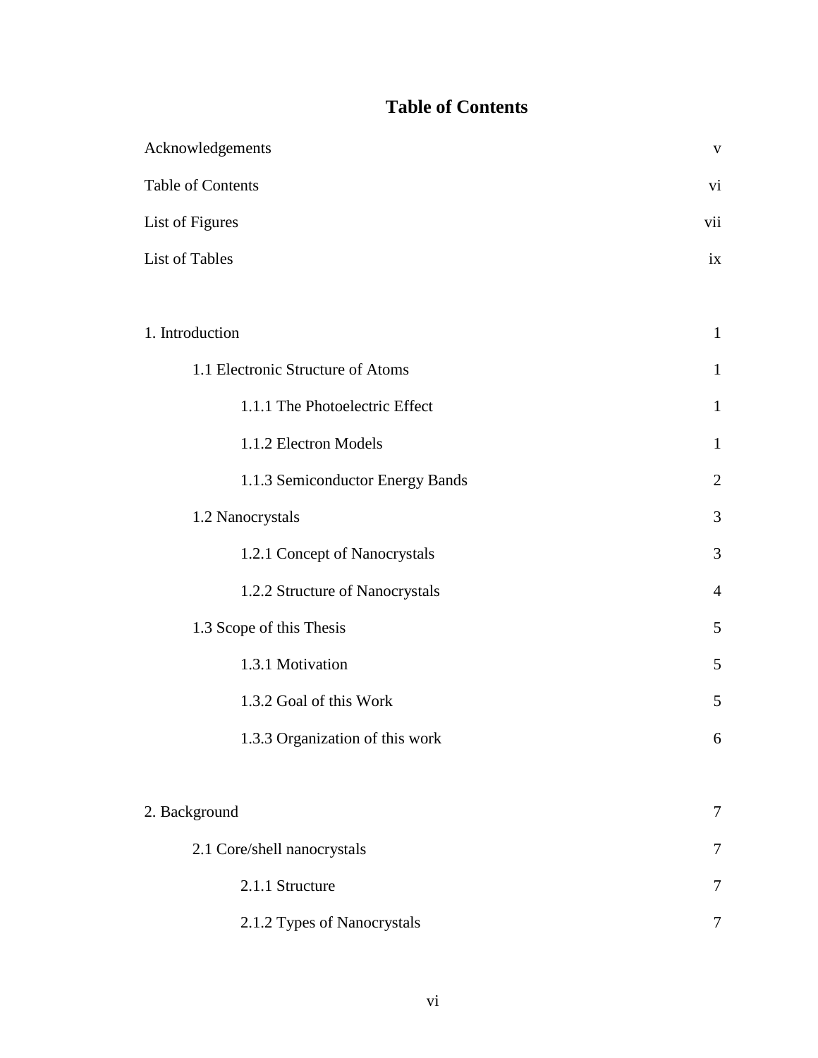# Table of Contents

| | |
|---|---|
| Acknowledgements | v |
| Table of Contents | vi |
| List of Figures | vii |
| List of Tables | ix |
| | |
| 1. Introduction | 1 |
| 1.1 Electronic Structure of Atoms | 1 |
| 1.1.1 The Photoelectric Effect | 1 |
| 1.1.2 Electron Models | 1 |
| 1.1.3 Semiconductor Energy Bands | 2 |
| 1.2 Nanocrystals | 3 |
| 1.2.1 Concept of Nanocrystals | 3 |
| 1.2.2 Structure of Nanocrystals | 4 |
| 1.3 Scope of this Thesis | 5 |
| 1.3.1 Motivation | 5 |
| 1.3.2 Goal of this Work | 5 |
| 1.3.3 Organization of this work | 6 |
| | |
| 2. Background | 7 |
| 2.1 Core/shell nanocrystals | 7 |
| 2.1.1 Structure | 7 |
| 2.1.2 Types of Nanocrystals | 7 |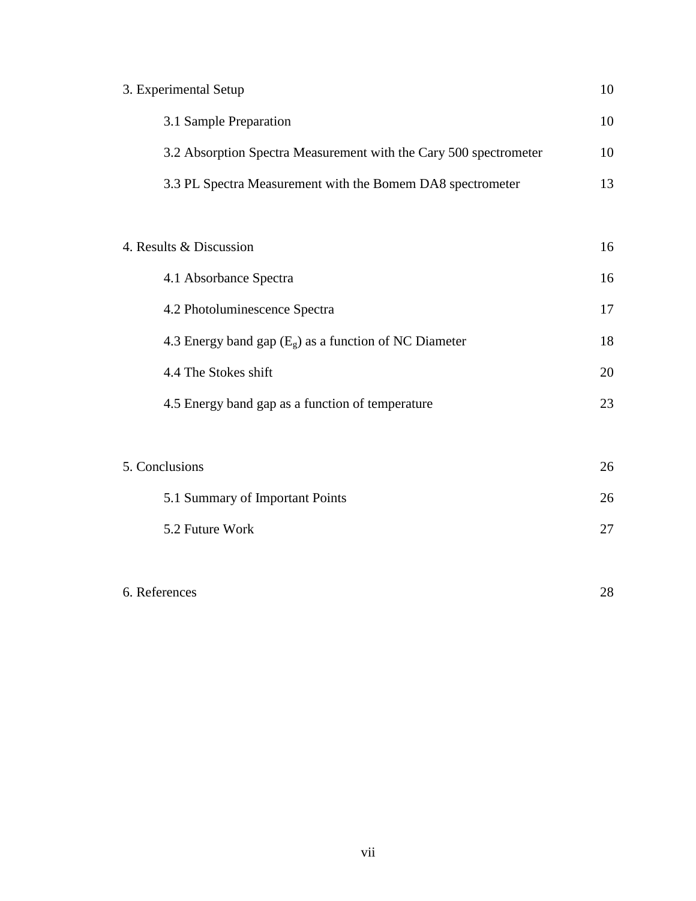3. Experimental Setup 10

  3.1 Sample Preparation 10

  3.2 Absorption Spectra Measurement with the Cary 500 spectrometer 10

  3.3 PL Spectra Measurement with the Bomem DA8 spectrometer 13

4. Results & Discussion 16

  4.1 Absorbance Spectra 16

  4.2 Photoluminescence Spectra 17

  4.3 Energy band gap ($E_g$) as a function of NC Diameter 18

  4.4 The Stokes shift 20

  4.5 Energy band gap as a function of temperature 23

5. Conclusions 26

  5.1 Summary of Important Points 26

  5.2 Future Work 27

6. References 28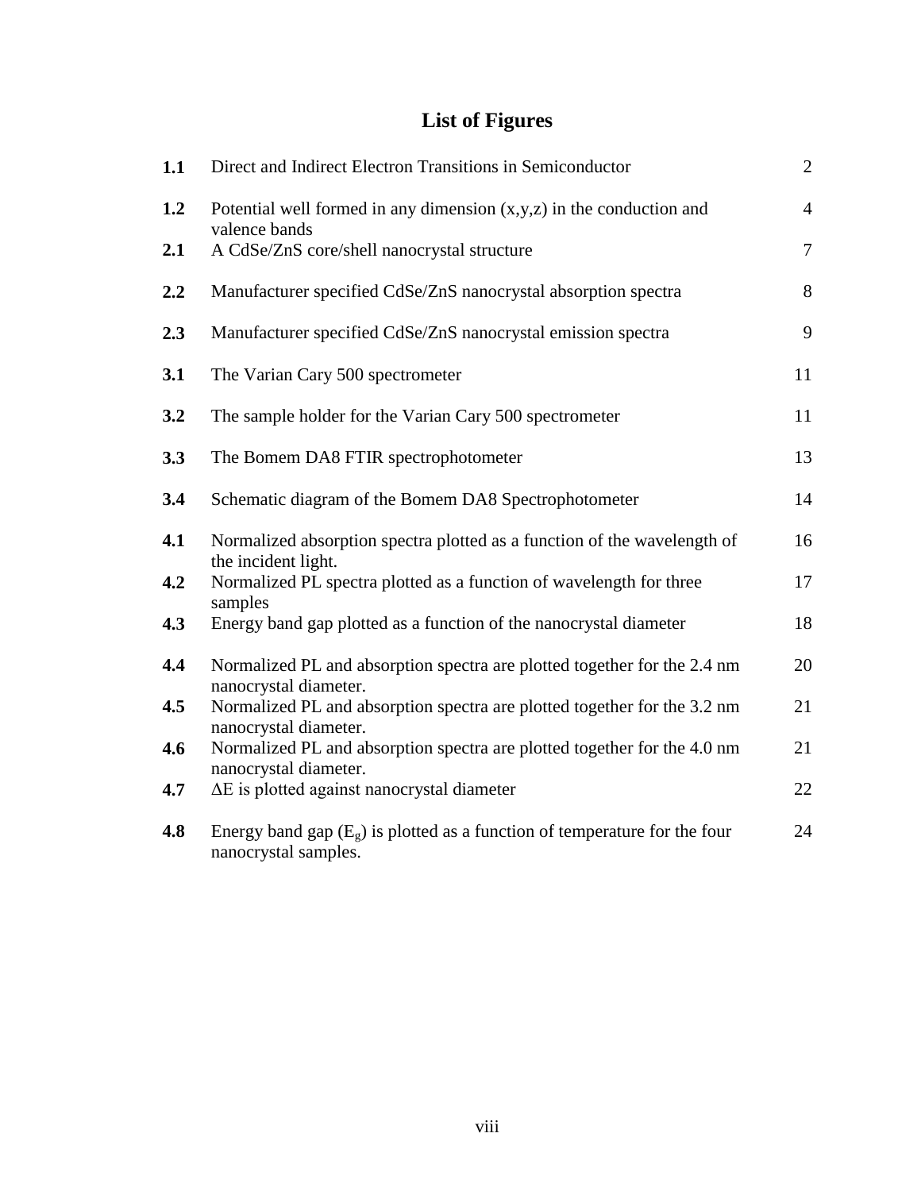# List of Figures

| | | |
|---|---|---|
| **1.1** | Direct and Indirect Electron Transitions in Semiconductor | 2 |
| **1.2** | Potential well formed in any dimension (x,y,z) in the conduction and valence bands | 4 |
| **2.1** | A CdSe/ZnS core/shell nanocrystal structure | 7 |
| **2.2** | Manufacturer specified CdSe/ZnS nanocrystal absorption spectra | 8 |
| **2.3** | Manufacturer specified CdSe/ZnS nanocrystal emission spectra | 9 |
| **3.1** | The Varian Cary 500 spectrometer | 11 |
| **3.2** | The sample holder for the Varian Cary 500 spectrometer | 11 |
| **3.3** | The Bomem DA8 FTIR spectrophotometer | 13 |
| **3.4** | Schematic diagram of the Bomem DA8 Spectrophotometer | 14 |
| **4.1** | Normalized absorption spectra plotted as a function of the wavelength of the incident light. | 16 |
| **4.2** | Normalized PL spectra plotted as a function of wavelength for three samples | 17 |
| **4.3** | Energy band gap plotted as a function of the nanocrystal diameter | 18 |
| **4.4** | Normalized PL and absorption spectra are plotted together for the 2.4 nm nanocrystal diameter. | 20 |
| **4.5** | Normalized PL and absorption spectra are plotted together for the 3.2 nm nanocrystal diameter. | 21 |
| **4.6** | Normalized PL and absorption spectra are plotted together for the 4.0 nm nanocrystal diameter. | 21 |
| **4.7** | $\Delta E$ is plotted against nanocrystal diameter | 22 |
| **4.8** | Energy band gap ($E_g$) is plotted as a function of temperature for the four nanocrystal samples. | 24 |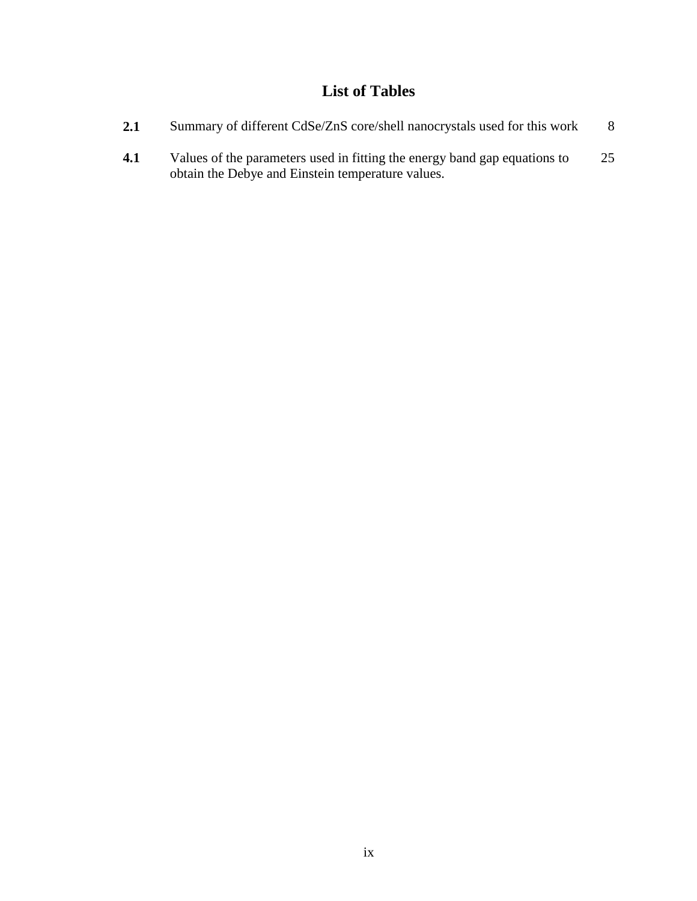# List of Tables

| | | |
|---|---|---|
| **2.1** | Summary of different CdSe/ZnS core/shell nanocrystals used for this work | 8 |
| **4.1** | Values of the parameters used in fitting the energy band gap equations to obtain the Debye and Einstein temperature values. | 25 |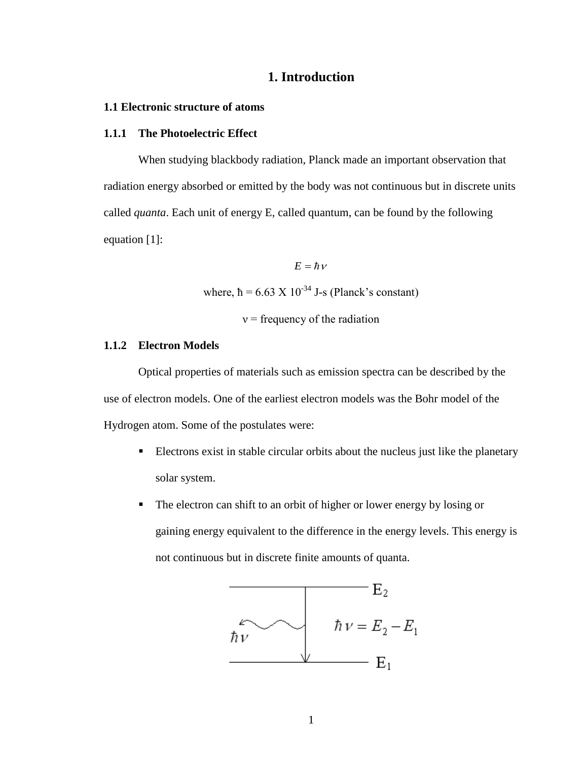# 1. Introduction

## 1.1 Electronic structure of atoms

### 1.1.1 The Photoelectric Effect

When studying blackbody radiation, Planck made an important observation that radiation energy absorbed or emitted by the body was not continuous but in discrete units called *quanta*. Each unit of energy E, called quantum, can be found by the following equation [1]:

$$E = \hbar \nu$$

where, $\hbar = 6.63 \times 10^{-34}$ J-s (Planck's constant)

$\nu$ = frequency of the radiation

### 1.1.2 Electron Models

Optical properties of materials such as emission spectra can be described by the use of electron models. One of the earliest electron models was the Bohr model of the Hydrogen atom. Some of the postulates were:

- Electrons exist in stable circular orbits about the nucleus just like the planetary solar system.
- The electron can shift to an orbit of higher or lower energy by losing or gaining energy equivalent to the difference in the energy levels. This energy is not continuous but in discrete finite amounts of quanta.

$$\hbar \nu = E_2 - E_1$$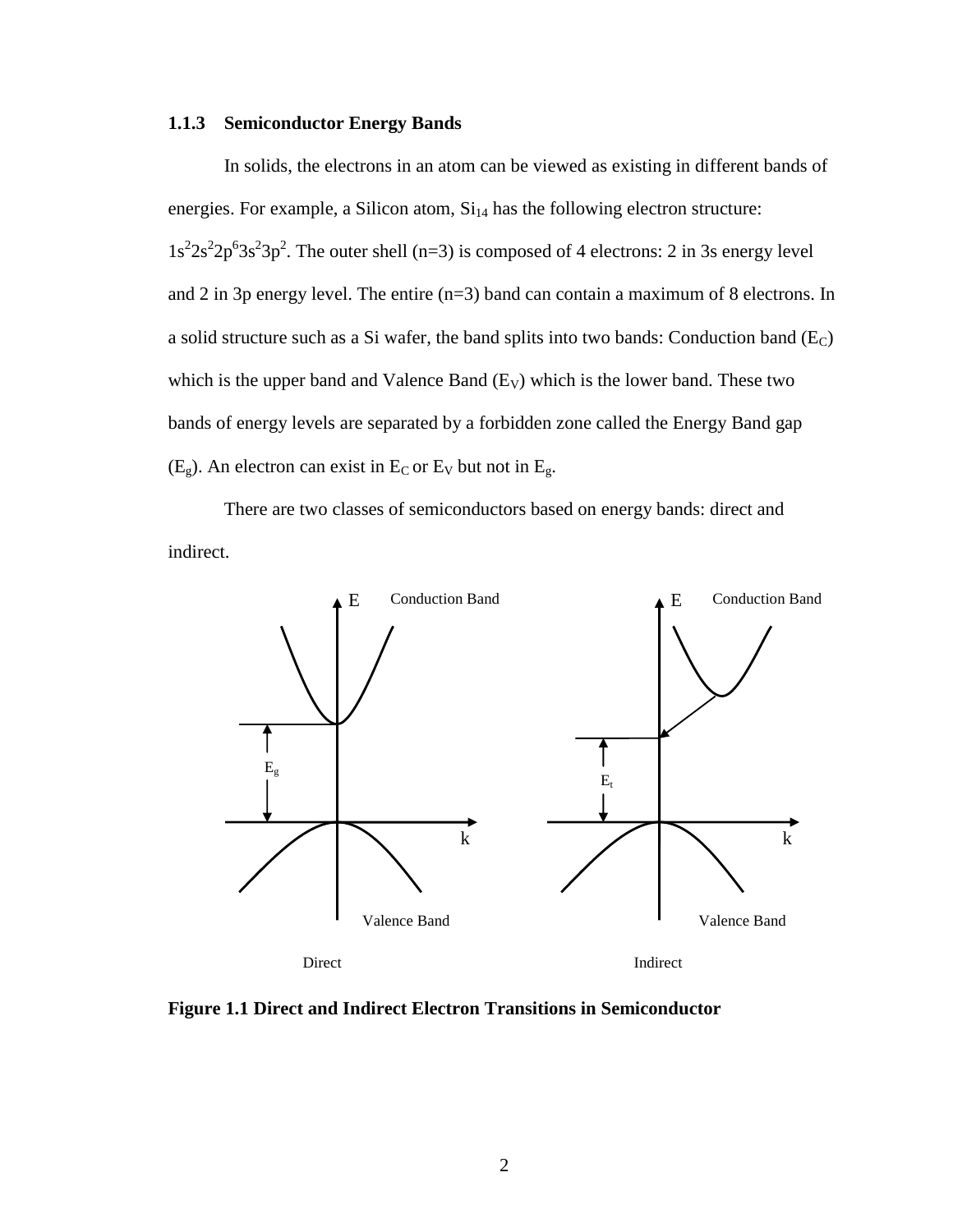### 1.1.3 Semiconductor Energy Bands

In solids, the electrons in an atom can be viewed as existing in different bands of energies. For example, a Silicon atom, $Si_{14}$ has the following electron structure: $1s^2 2s^2 2p^6 3s^2 3p^2$. The outer shell (n=3) is composed of 4 electrons: 2 in 3s energy level and 2 in 3p energy level. The entire (n=3) band can contain a maximum of 8 electrons. In a solid structure such as a Si wafer, the band splits into two bands: Conduction band ($E_C$) which is the upper band and Valence Band ($E_V$) which is the lower band. These two bands of energy levels are separated by a forbidden zone called the Energy Band gap ($E_g$). An electron can exist in $E_C$ or $E_V$ but not in $E_g$.

There are two classes of semiconductors based on energy bands: direct and indirect.

**Figure 1.1 Direct and Indirect Electron Transitions in Semiconductor**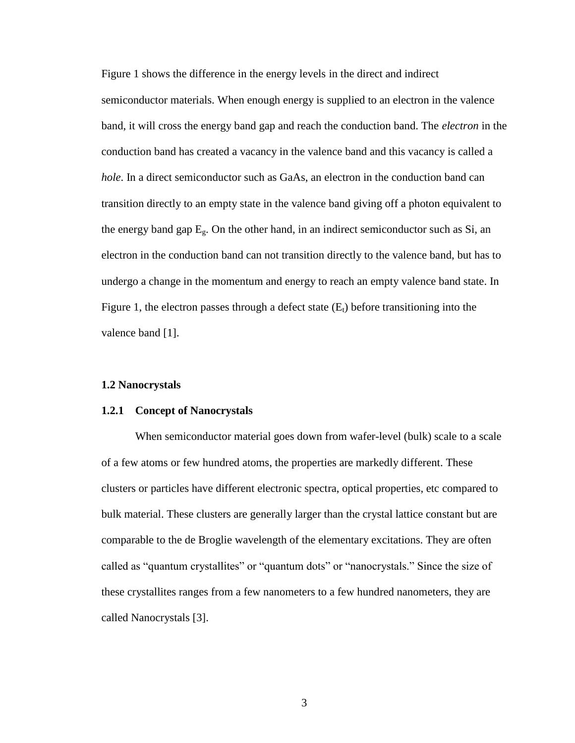Figure 1 shows the difference in the energy levels in the direct and indirect semiconductor materials. When enough energy is supplied to an electron in the valence band, it will cross the energy band gap and reach the conduction band. The *electron* in the conduction band has created a vacancy in the valence band and this vacancy is called a *hole*. In a direct semiconductor such as GaAs, an electron in the conduction band can transition directly to an empty state in the valence band giving off a photon equivalent to the energy band gap $E_g$. On the other hand, in an indirect semiconductor such as Si, an electron in the conduction band can not transition directly to the valence band, but has to undergo a change in the momentum and energy to reach an empty valence band state. In Figure 1, the electron passes through a defect state ($E_t$) before transitioning into the valence band [1].

## 1.2 Nanocrystals

### 1.2.1 Concept of Nanocrystals

When semiconductor material goes down from wafer-level (bulk) scale to a scale of a few atoms or few hundred atoms, the properties are markedly different. These clusters or particles have different electronic spectra, optical properties, etc compared to bulk material. These clusters are generally larger than the crystal lattice constant but are comparable to the de Broglie wavelength of the elementary excitations. They are often called as "quantum crystallites" or "quantum dots" or "nanocrystals." Since the size of these crystallites ranges from a few nanometers to a few hundred nanometers, they are called Nanocrystals [3].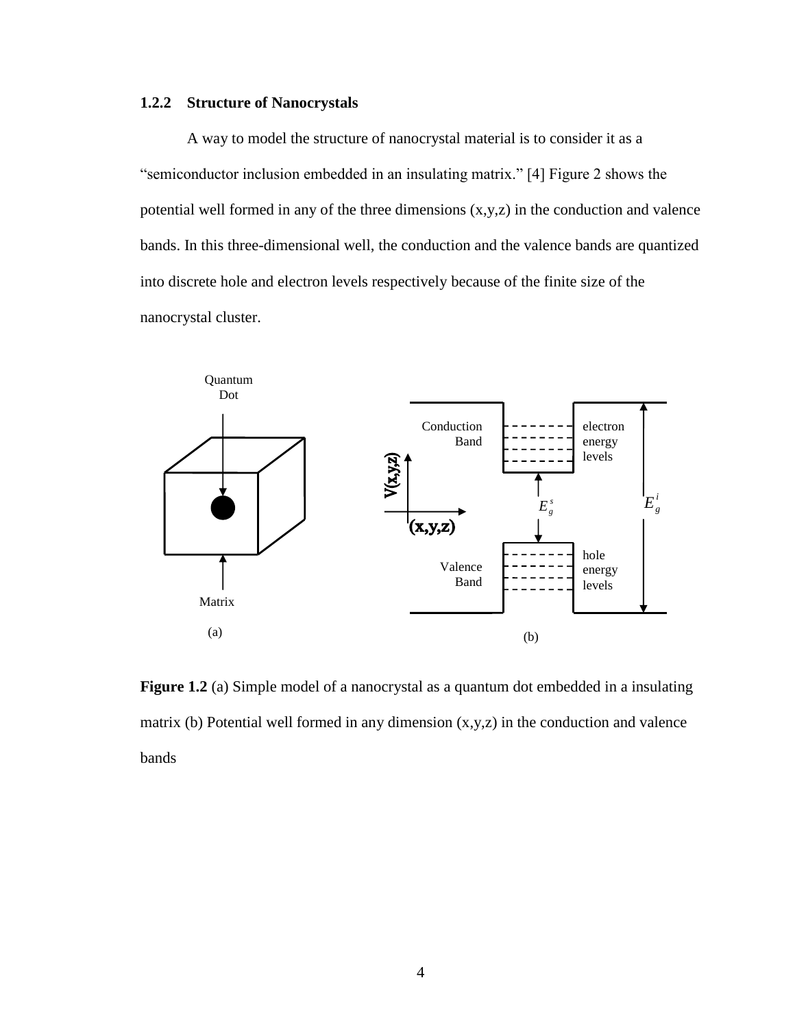### 1.2.2 Structure of Nanocrystals

A way to model the structure of nanocrystal material is to consider it as a "semiconductor inclusion embedded in an insulating matrix." [4] Figure 2 shows the potential well formed in any of the three dimensions (x,y,z) in the conduction and valence bands. In this three-dimensional well, the conduction and the valence bands are quantized into discrete hole and electron levels respectively because of the finite size of the nanocrystal cluster.

**Figure 1.2** (a) Simple model of a nanocrystal as a quantum dot embedded in a insulating matrix (b) Potential well formed in any dimension (x,y,z) in the conduction and valence bands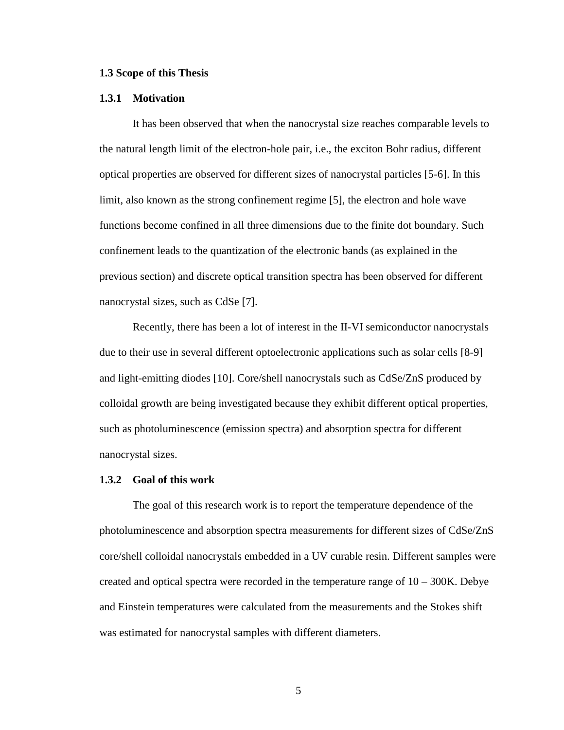## 1.3 Scope of this Thesis

### 1.3.1 Motivation

It has been observed that when the nanocrystal size reaches comparable levels to the natural length limit of the electron-hole pair, i.e., the exciton Bohr radius, different optical properties are observed for different sizes of nanocrystal particles [5-6]. In this limit, also known as the strong confinement regime [5], the electron and hole wave functions become confined in all three dimensions due to the finite dot boundary. Such confinement leads to the quantization of the electronic bands (as explained in the previous section) and discrete optical transition spectra has been observed for different nanocrystal sizes, such as CdSe [7].

Recently, there has been a lot of interest in the II-VI semiconductor nanocrystals due to their use in several different optoelectronic applications such as solar cells [8-9] and light-emitting diodes [10]. Core/shell nanocrystals such as CdSe/ZnS produced by colloidal growth are being investigated because they exhibit different optical properties, such as photoluminescence (emission spectra) and absorption spectra for different nanocrystal sizes.

### 1.3.2 Goal of this work

The goal of this research work is to report the temperature dependence of the photoluminescence and absorption spectra measurements for different sizes of CdSe/ZnS core/shell colloidal nanocrystals embedded in a UV curable resin. Different samples were created and optical spectra were recorded in the temperature range of 10 – 300K. Debye and Einstein temperatures were calculated from the measurements and the Stokes shift was estimated for nanocrystal samples with different diameters.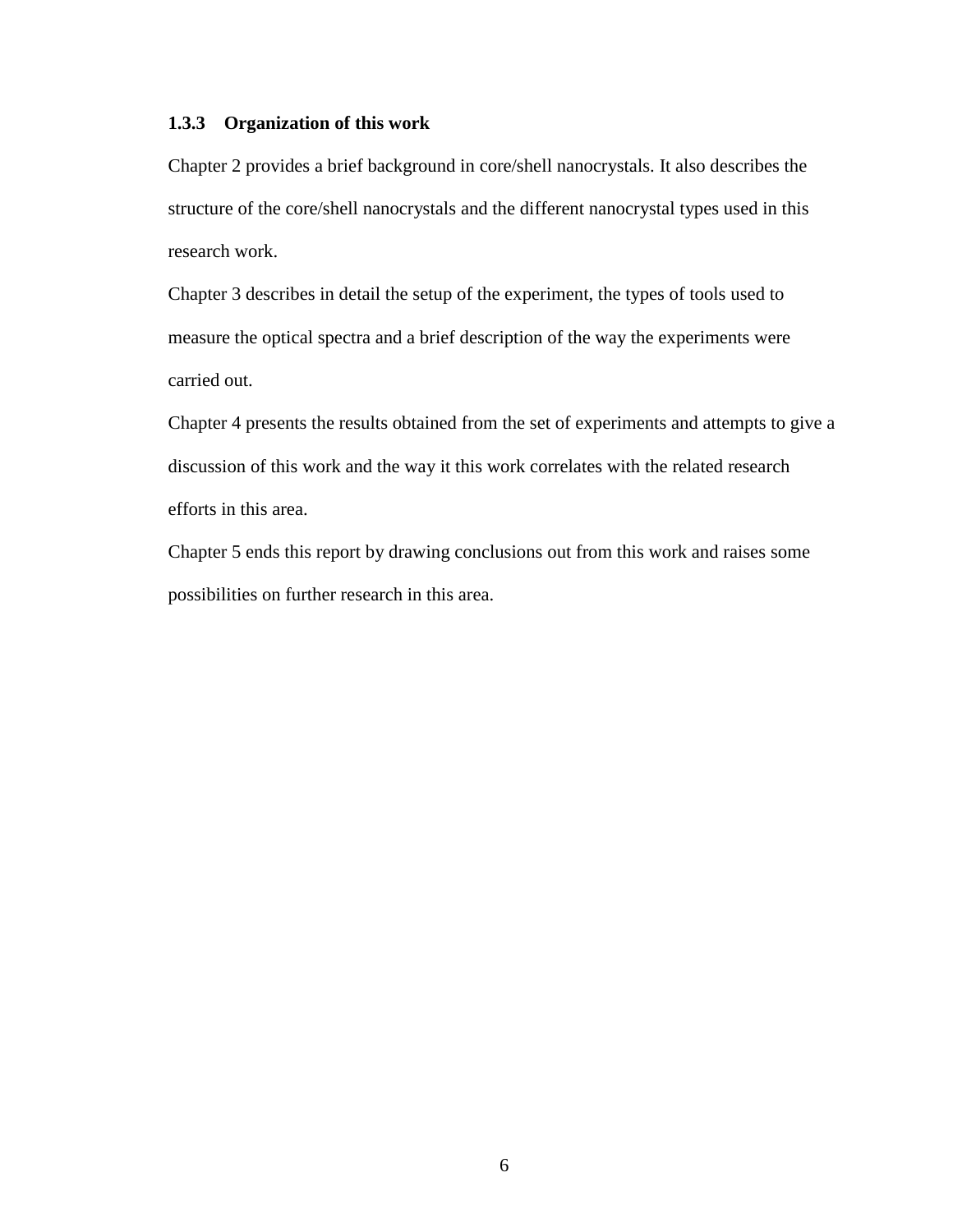### 1.3.3 Organization of this work

Chapter 2 provides a brief background in core/shell nanocrystals. It also describes the structure of the core/shell nanocrystals and the different nanocrystal types used in this research work.

Chapter 3 describes in detail the setup of the experiment, the types of tools used to measure the optical spectra and a brief description of the way the experiments were carried out.

Chapter 4 presents the results obtained from the set of experiments and attempts to give a discussion of this work and the way it this work correlates with the related research efforts in this area.

Chapter 5 ends this report by drawing conclusions out from this work and raises some possibilities on further research in this area.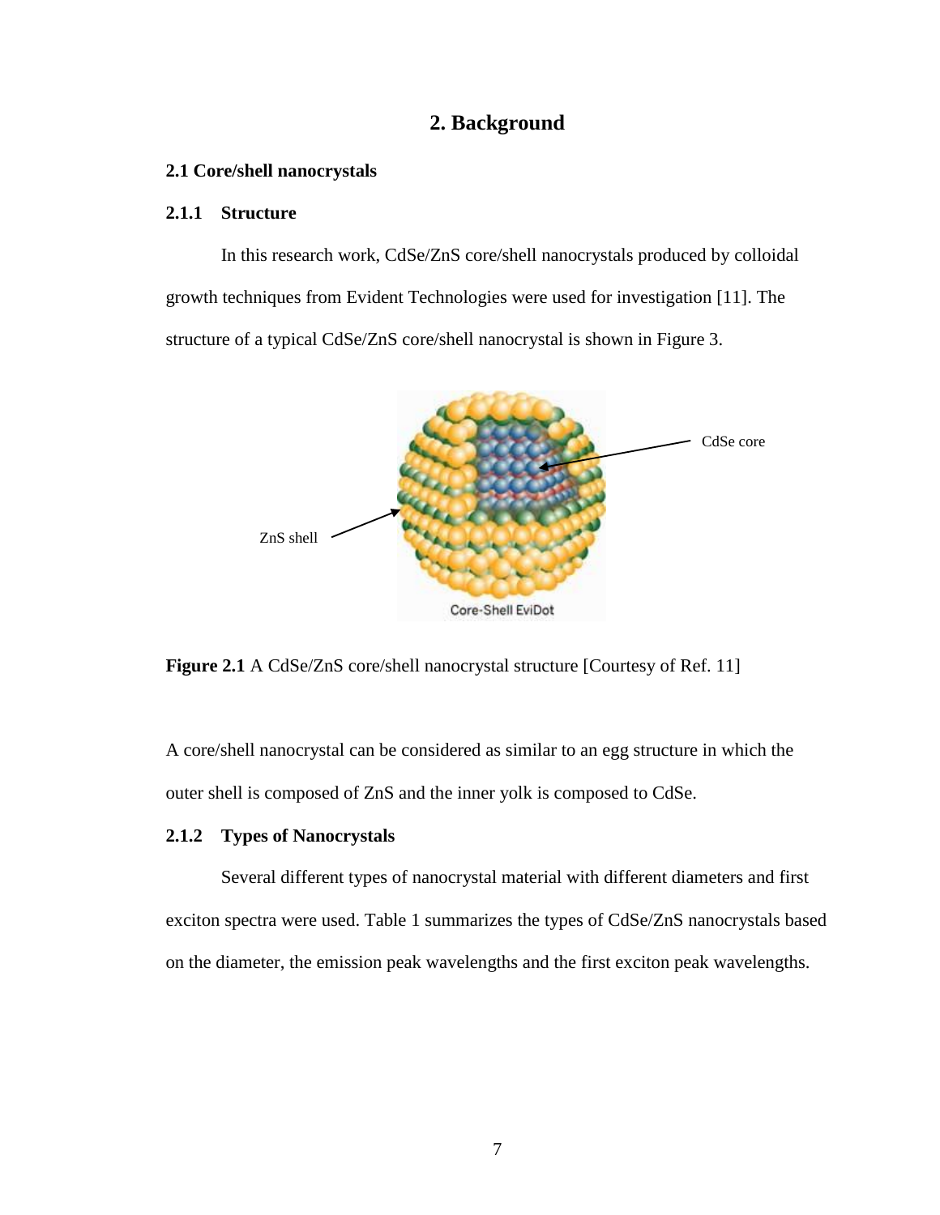# 2. Background

## 2.1 Core/shell nanocrystals

### 2.1.1 Structure

In this research work, CdSe/ZnS core/shell nanocrystals produced by colloidal growth techniques from Evident Technologies were used for investigation [11]. The structure of a typical CdSe/ZnS core/shell nanocrystal is shown in Figure 3.

**Figure 2.1** A CdSe/ZnS core/shell nanocrystal structure [Courtesy of Ref. 11]

A core/shell nanocrystal can be considered as similar to an egg structure in which the outer shell is composed of ZnS and the inner yolk is composed to CdSe.

### 2.1.2 Types of Nanocrystals

Several different types of nanocrystal material with different diameters and first exciton spectra were used. Table 1 summarizes the types of CdSe/ZnS nanocrystals based on the diameter, the emission peak wavelengths and the first exciton peak wavelengths.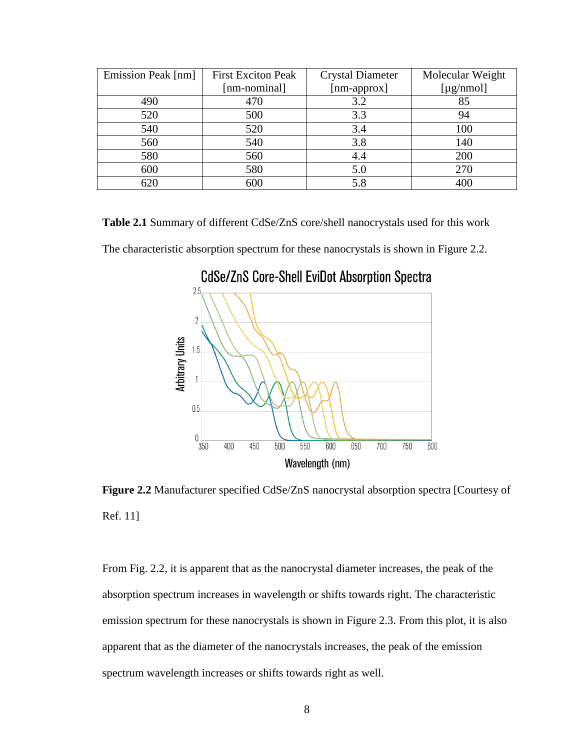| Emission Peak [nm] | First Exciton Peak [nm-nominal] | Crystal Diameter [nm-approx] | Molecular Weight [μg/nmol] |
|---|---|---|---|
| 490 | 470 | 3.2 | 85 |
| 520 | 500 | 3.3 | 94 |
| 540 | 520 | 3.4 | 100 |
| 560 | 540 | 3.8 | 140 |
| 580 | 560 | 4.4 | 200 |
| 600 | 580 | 5.0 | 270 |
| 620 | 600 | 5.8 | 400 |

**Table 2.1** Summary of different CdSe/ZnS core/shell nanocrystals used for this work

The characteristic absorption spectrum for these nanocrystals is shown in Figure 2.2.

**Figure 2.2** Manufacturer specified CdSe/ZnS nanocrystal absorption spectra [Courtesy of Ref. 11]

From Fig. 2.2, it is apparent that as the nanocrystal diameter increases, the peak of the absorption spectrum increases in wavelength or shifts towards right. The characteristic emission spectrum for these nanocrystals is shown in Figure 2.3. From this plot, it is also apparent that as the diameter of the nanocrystals increases, the peak of the emission spectrum wavelength increases or shifts towards right as well.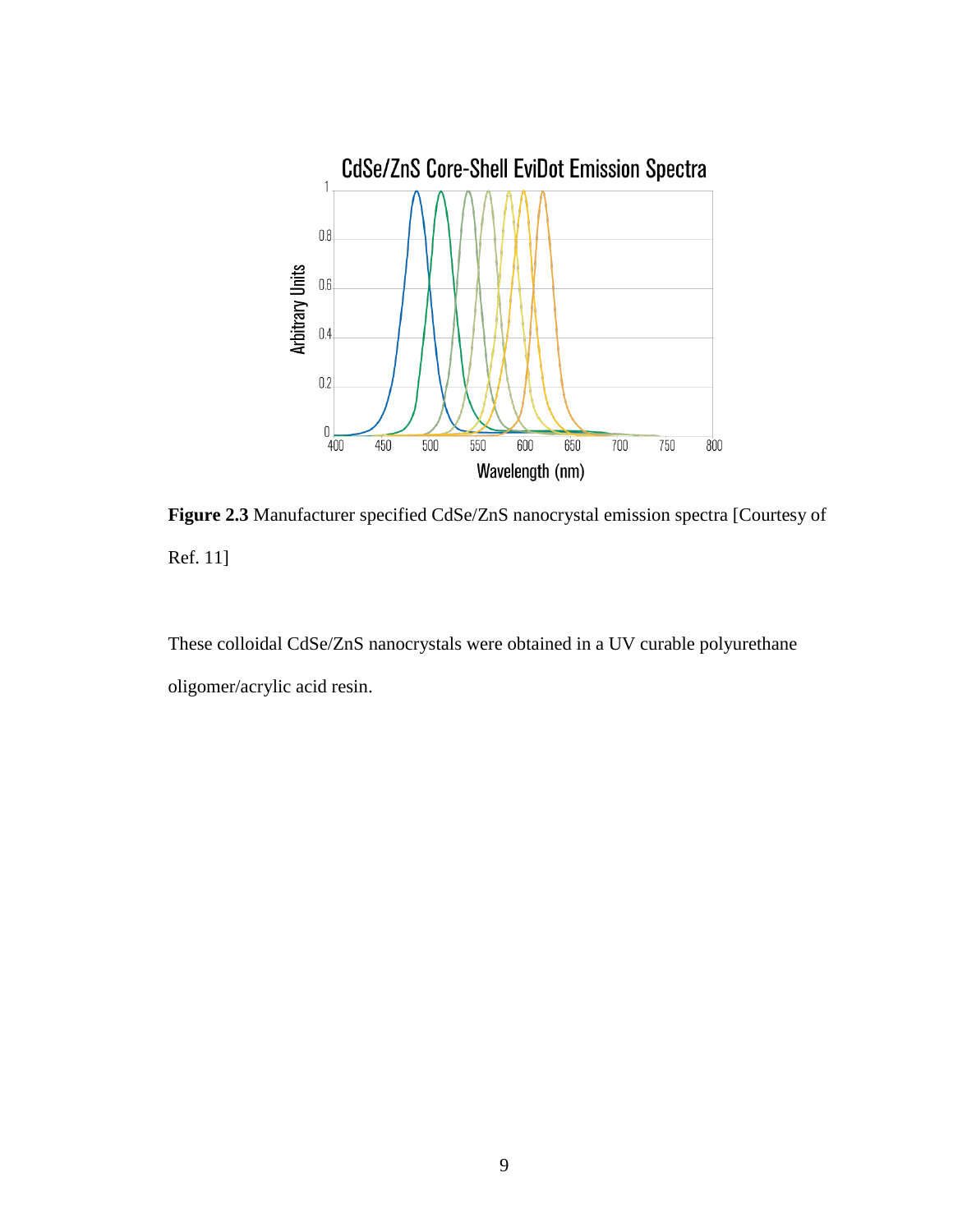**Figure 2.3** Manufacturer specified CdSe/ZnS nanocrystal emission spectra [Courtesy of Ref. 11]

These colloidal CdSe/ZnS nanocrystals were obtained in a UV curable polyurethane oligomer/acrylic acid resin.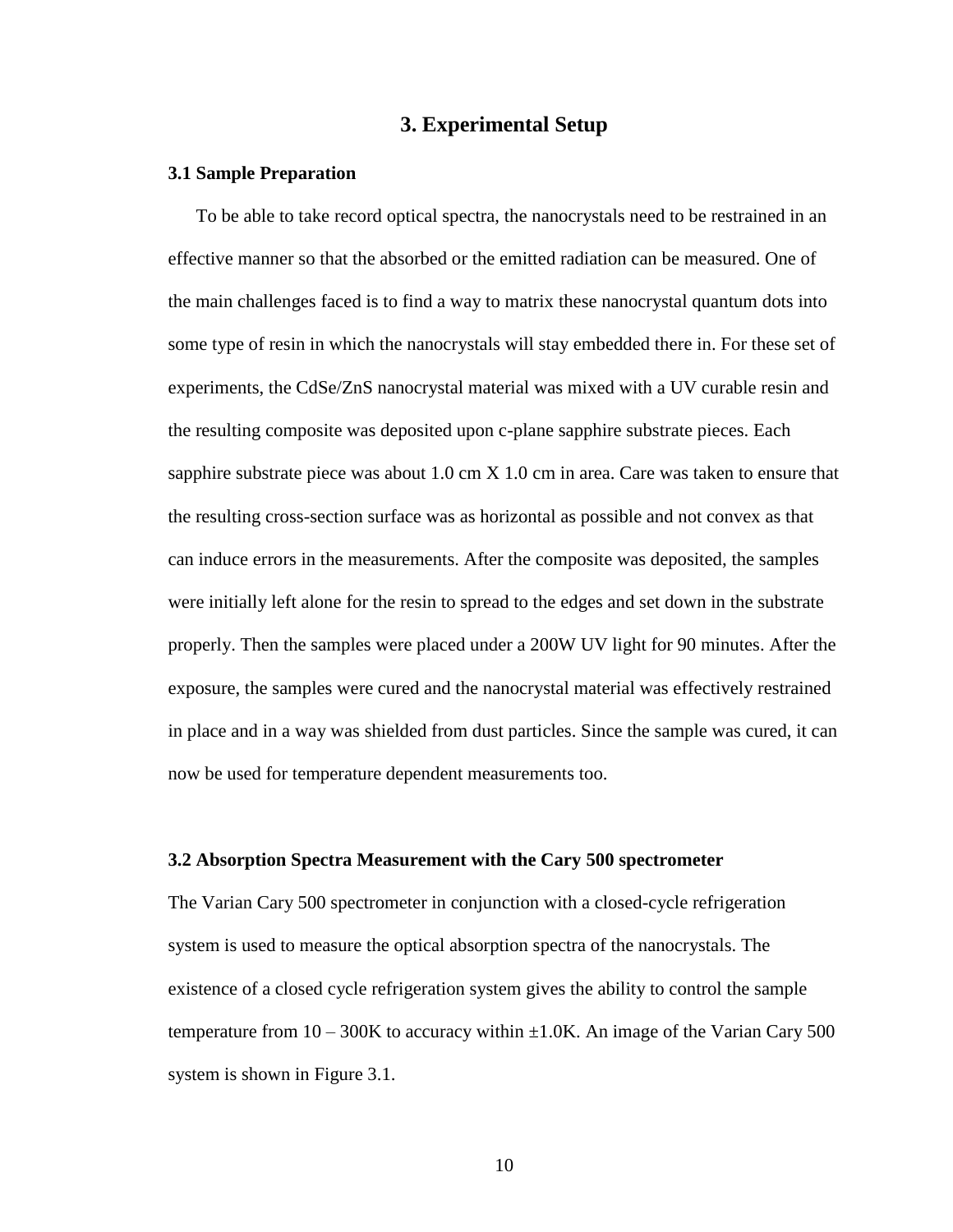# 3. Experimental Setup

### 3.1 Sample Preparation

To be able to take record optical spectra, the nanocrystals need to be restrained in an effective manner so that the absorbed or the emitted radiation can be measured. One of the main challenges faced is to find a way to matrix these nanocrystal quantum dots into some type of resin in which the nanocrystals will stay embedded there in. For these set of experiments, the CdSe/ZnS nanocrystal material was mixed with a UV curable resin and the resulting composite was deposited upon c-plane sapphire substrate pieces. Each sapphire substrate piece was about 1.0 cm X 1.0 cm in area. Care was taken to ensure that the resulting cross-section surface was as horizontal as possible and not convex as that can induce errors in the measurements. After the composite was deposited, the samples were initially left alone for the resin to spread to the edges and set down in the substrate properly. Then the samples were placed under a 200W UV light for 90 minutes. After the exposure, the samples were cured and the nanocrystal material was effectively restrained in place and in a way was shielded from dust particles. Since the sample was cured, it can now be used for temperature dependent measurements too.

### 3.2 Absorption Spectra Measurement with the Cary 500 spectrometer

The Varian Cary 500 spectrometer in conjunction with a closed-cycle refrigeration system is used to measure the optical absorption spectra of the nanocrystals. The existence of a closed cycle refrigeration system gives the ability to control the sample temperature from 10 – 300K to accuracy within ±1.0K. An image of the Varian Cary 500 system is shown in Figure 3.1.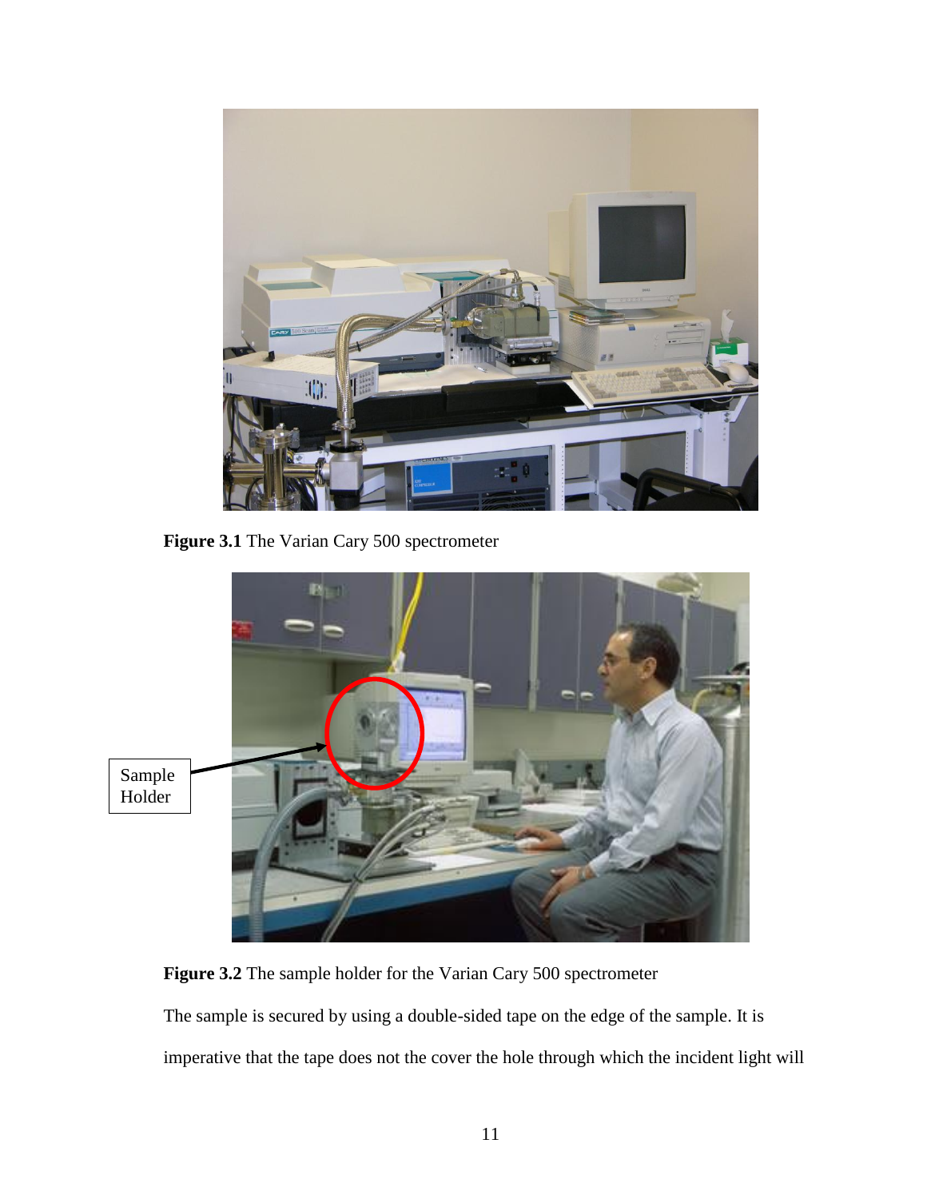**Figure 3.1** The Varian Cary 500 spectrometer

Sample Holder

**Figure 3.2** The sample holder for the Varian Cary 500 spectrometer

The sample is secured by using a double-sided tape on the edge of the sample. It is imperative that the tape does not the cover the hole through which the incident light will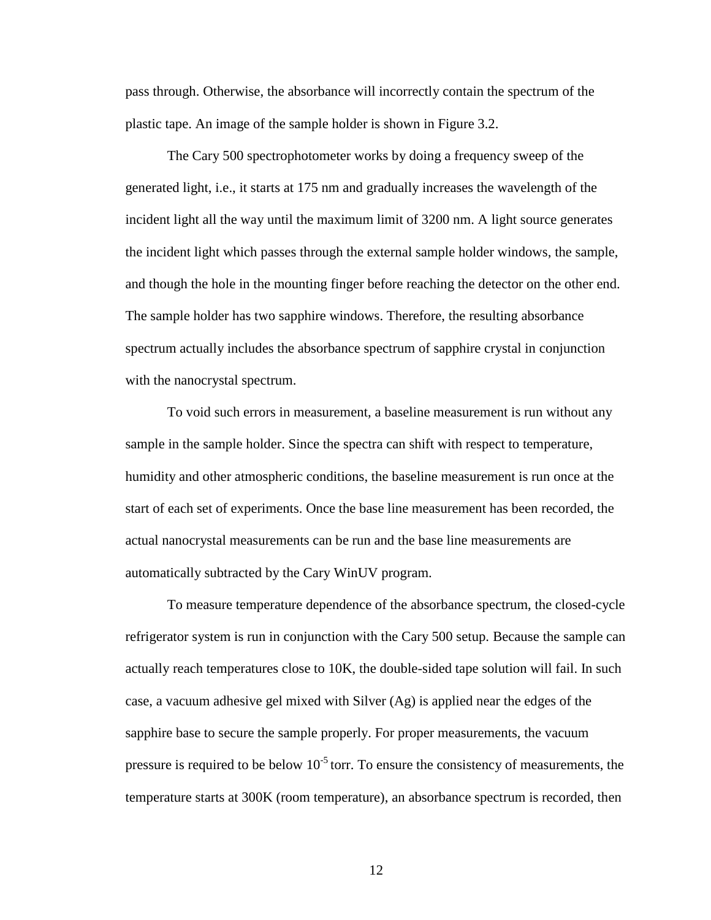pass through. Otherwise, the absorbance will incorrectly contain the spectrum of the plastic tape. An image of the sample holder is shown in Figure 3.2.

The Cary 500 spectrophotometer works by doing a frequency sweep of the generated light, i.e., it starts at 175 nm and gradually increases the wavelength of the incident light all the way until the maximum limit of 3200 nm. A light source generates the incident light which passes through the external sample holder windows, the sample, and though the hole in the mounting finger before reaching the detector on the other end. The sample holder has two sapphire windows. Therefore, the resulting absorbance spectrum actually includes the absorbance spectrum of sapphire crystal in conjunction with the nanocrystal spectrum.

To void such errors in measurement, a baseline measurement is run without any sample in the sample holder. Since the spectra can shift with respect to temperature, humidity and other atmospheric conditions, the baseline measurement is run once at the start of each set of experiments. Once the base line measurement has been recorded, the actual nanocrystal measurements can be run and the base line measurements are automatically subtracted by the Cary WinUV program.

To measure temperature dependence of the absorbance spectrum, the closed-cycle refrigerator system is run in conjunction with the Cary 500 setup. Because the sample can actually reach temperatures close to 10K, the double-sided tape solution will fail. In such case, a vacuum adhesive gel mixed with Silver (Ag) is applied near the edges of the sapphire base to secure the sample properly. For proper measurements, the vacuum pressure is required to be below $10^{-5}$ torr. To ensure the consistency of measurements, the temperature starts at 300K (room temperature), an absorbance spectrum is recorded, then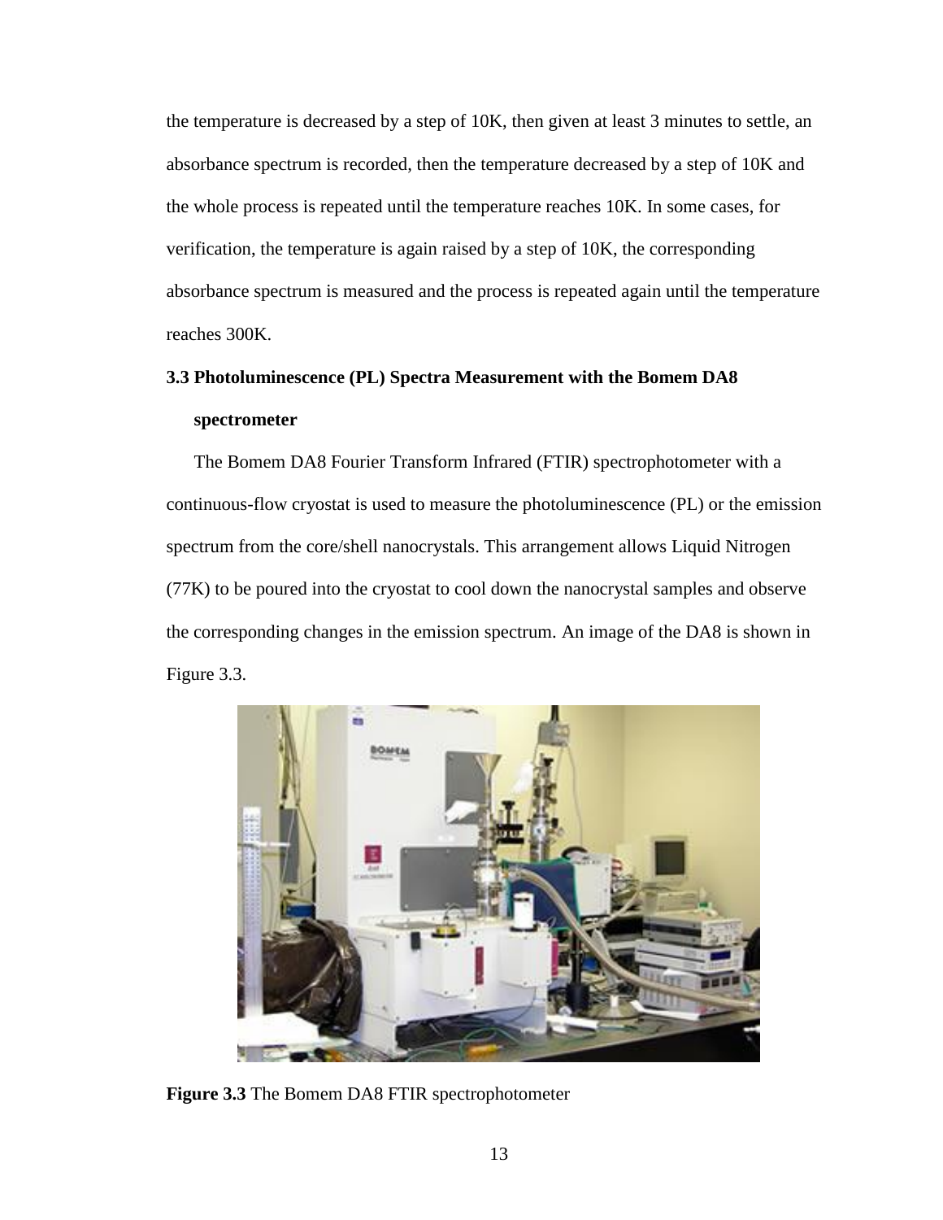the temperature is decreased by a step of 10K, then given at least 3 minutes to settle, an absorbance spectrum is recorded, then the temperature decreased by a step of 10K and the whole process is repeated until the temperature reaches 10K. In some cases, for verification, the temperature is again raised by a step of 10K, the corresponding absorbance spectrum is measured and the process is repeated again until the temperature reaches 300K.

### 3.3 Photoluminescence (PL) Spectra Measurement with the Bomem DA8 spectrometer

The Bomem DA8 Fourier Transform Infrared (FTIR) spectrophotometer with a continuous-flow cryostat is used to measure the photoluminescence (PL) or the emission spectrum from the core/shell nanocrystals. This arrangement allows Liquid Nitrogen (77K) to be poured into the cryostat to cool down the nanocrystal samples and observe the corresponding changes in the emission spectrum. An image of the DA8 is shown in Figure 3.3.

**Figure 3.3** The Bomem DA8 FTIR spectrophotometer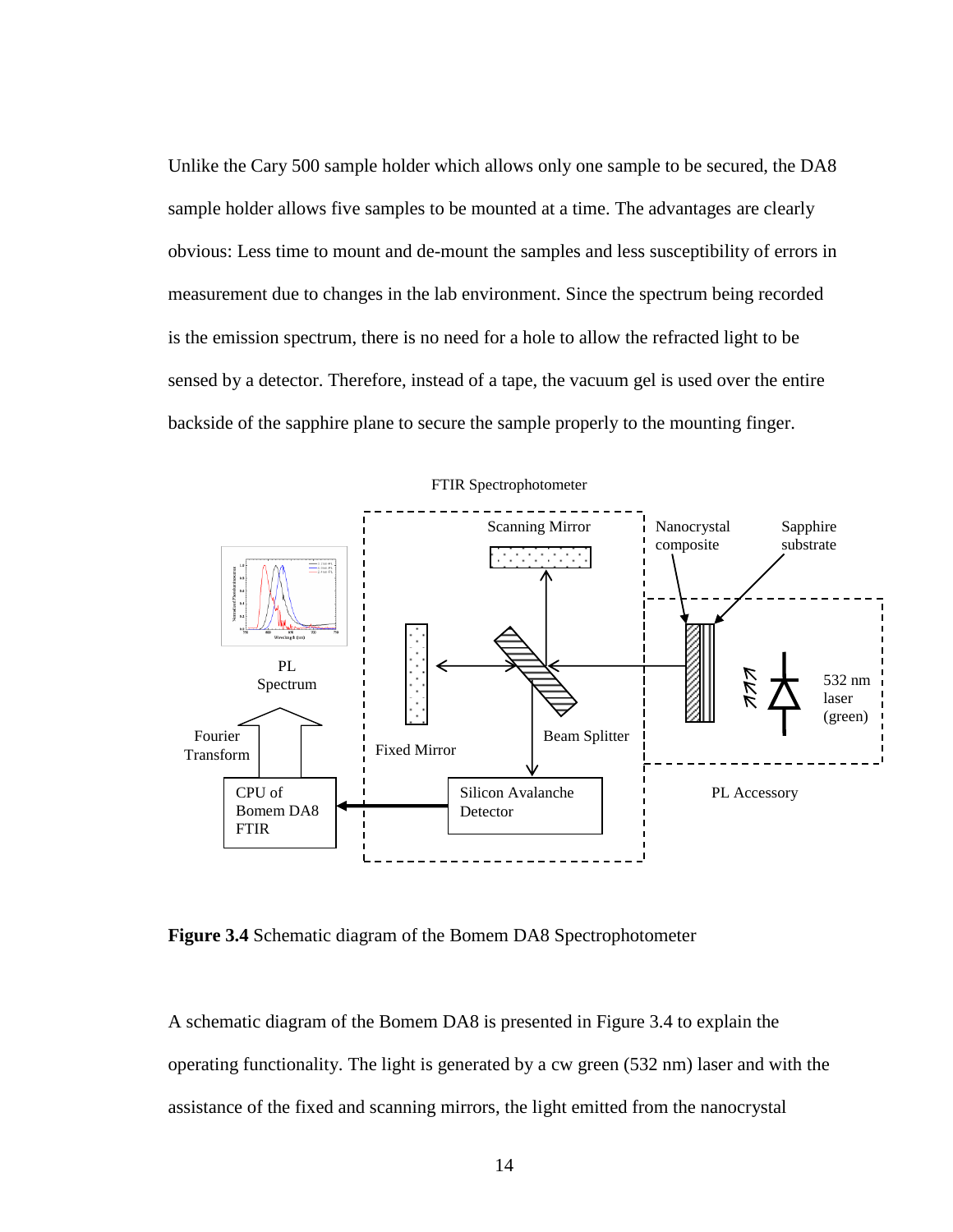Unlike the Cary 500 sample holder which allows only one sample to be secured, the DA8 sample holder allows five samples to be mounted at a time. The advantages are clearly obvious: Less time to mount and de-mount the samples and less susceptibility of errors in measurement due to changes in the lab environment. Since the spectrum being recorded is the emission spectrum, there is no need for a hole to allow the refracted light to be sensed by a detector. Therefore, instead of a tape, the vacuum gel is used over the entire backside of the sapphire plane to secure the sample properly to the mounting finger.

**Figure 3.4** Schematic diagram of the Bomem DA8 Spectrophotometer

A schematic diagram of the Bomem DA8 is presented in Figure 3.4 to explain the operating functionality. The light is generated by a cw green (532 nm) laser and with the assistance of the fixed and scanning mirrors, the light emitted from the nanocrystal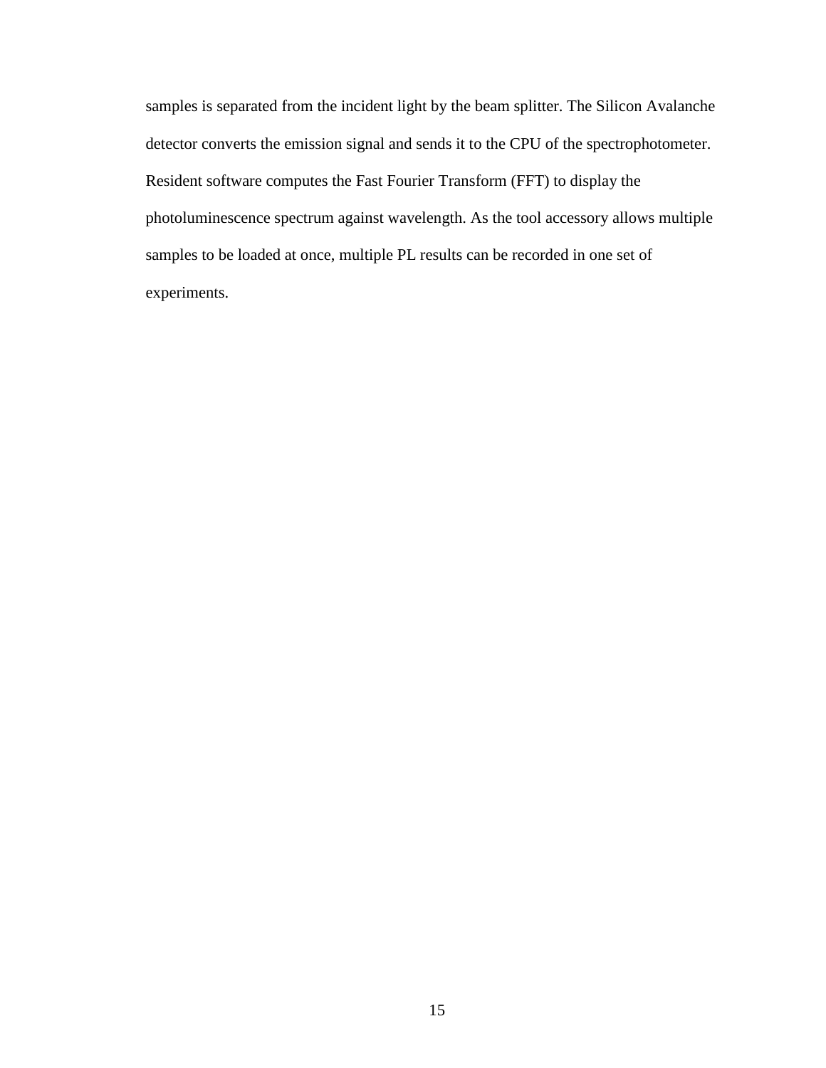samples is separated from the incident light by the beam splitter. The Silicon Avalanche detector converts the emission signal and sends it to the CPU of the spectrophotometer. Resident software computes the Fast Fourier Transform (FFT) to display the photoluminescence spectrum against wavelength. As the tool accessory allows multiple samples to be loaded at once, multiple PL results can be recorded in one set of experiments.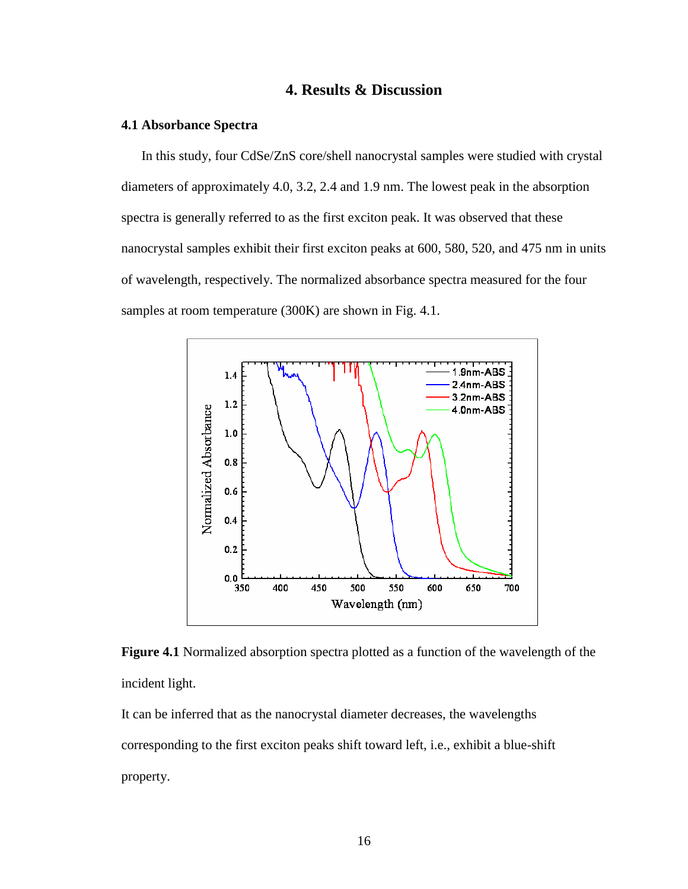# 4. Results & Discussion

### 4.1 Absorbance Spectra

In this study, four CdSe/ZnS core/shell nanocrystal samples were studied with crystal diameters of approximately 4.0, 3.2, 2.4 and 1.9 nm. The lowest peak in the absorption spectra is generally referred to as the first exciton peak. It was observed that these nanocrystal samples exhibit their first exciton peaks at 600, 580, 520, and 475 nm in units of wavelength, respectively. The normalized absorbance spectra measured for the four samples at room temperature (300K) are shown in Fig. 4.1.

**Figure 4.1** Normalized absorption spectra plotted as a function of the wavelength of the incident light.

It can be inferred that as the nanocrystal diameter decreases, the wavelengths corresponding to the first exciton peaks shift toward left, i.e., exhibit a blue-shift property.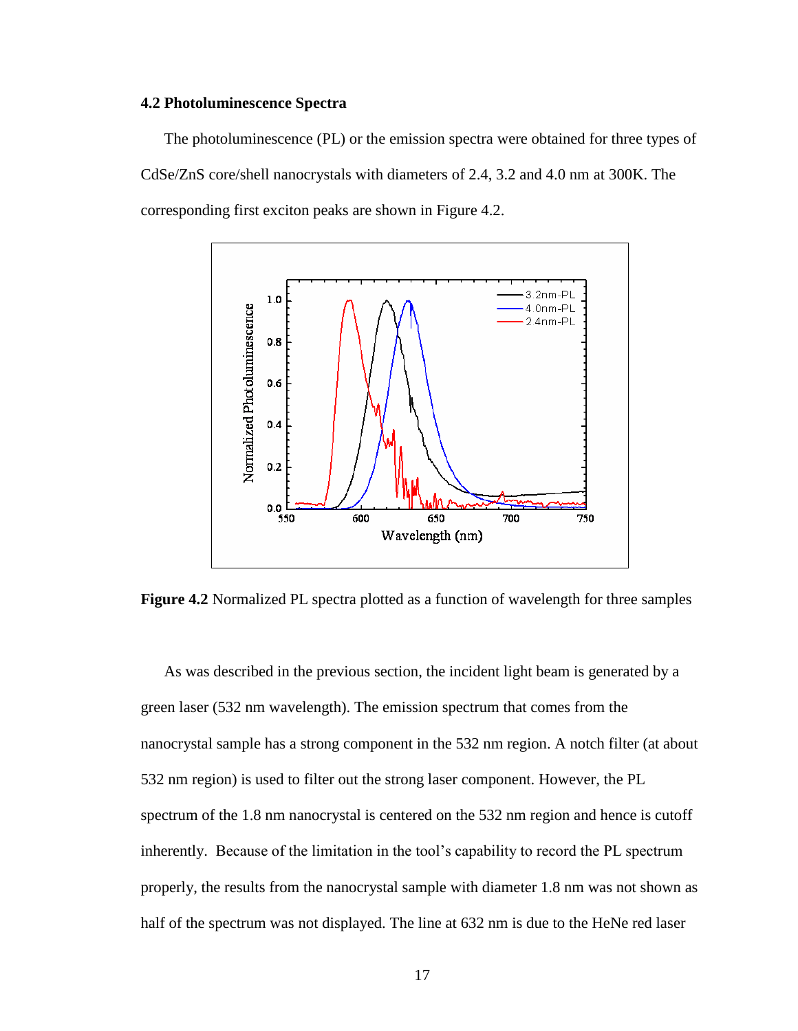### 4.2 Photoluminescence Spectra

The photoluminescence (PL) or the emission spectra were obtained for three types of CdSe/ZnS core/shell nanocrystals with diameters of 2.4, 3.2 and 4.0 nm at 300K. The corresponding first exciton peaks are shown in Figure 4.2.

**Figure 4.2** Normalized PL spectra plotted as a function of wavelength for three samples

As was described in the previous section, the incident light beam is generated by a green laser (532 nm wavelength). The emission spectrum that comes from the nanocrystal sample has a strong component in the 532 nm region. A notch filter (at about 532 nm region) is used to filter out the strong laser component. However, the PL spectrum of the 1.8 nm nanocrystal is centered on the 532 nm region and hence is cutoff inherently. Because of the limitation in the tool's capability to record the PL spectrum properly, the results from the nanocrystal sample with diameter 1.8 nm was not shown as half of the spectrum was not displayed. The line at 632 nm is due to the HeNe red laser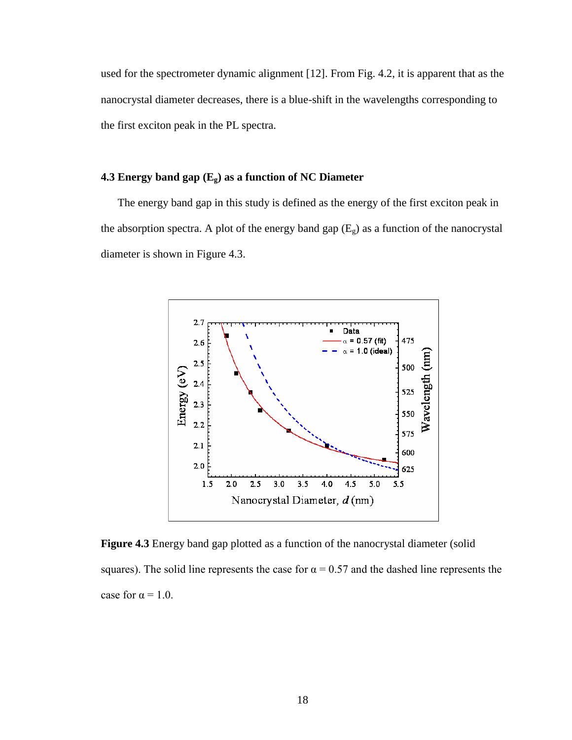used for the spectrometer dynamic alignment [12]. From Fig. 4.2, it is apparent that as the nanocrystal diameter decreases, there is a blue-shift in the wavelengths corresponding to the first exciton peak in the PL spectra.

### 4.3 Energy band gap ($E_g$) as a function of NC Diameter

The energy band gap in this study is defined as the energy of the first exciton peak in the absorption spectra. A plot of the energy band gap ($E_g$) as a function of the nanocrystal diameter is shown in Figure 4.3.

**Figure 4.3** Energy band gap plotted as a function of the nanocrystal diameter (solid squares). The solid line represents the case for $\alpha = 0.57$ and the dashed line represents the case for $\alpha = 1.0$.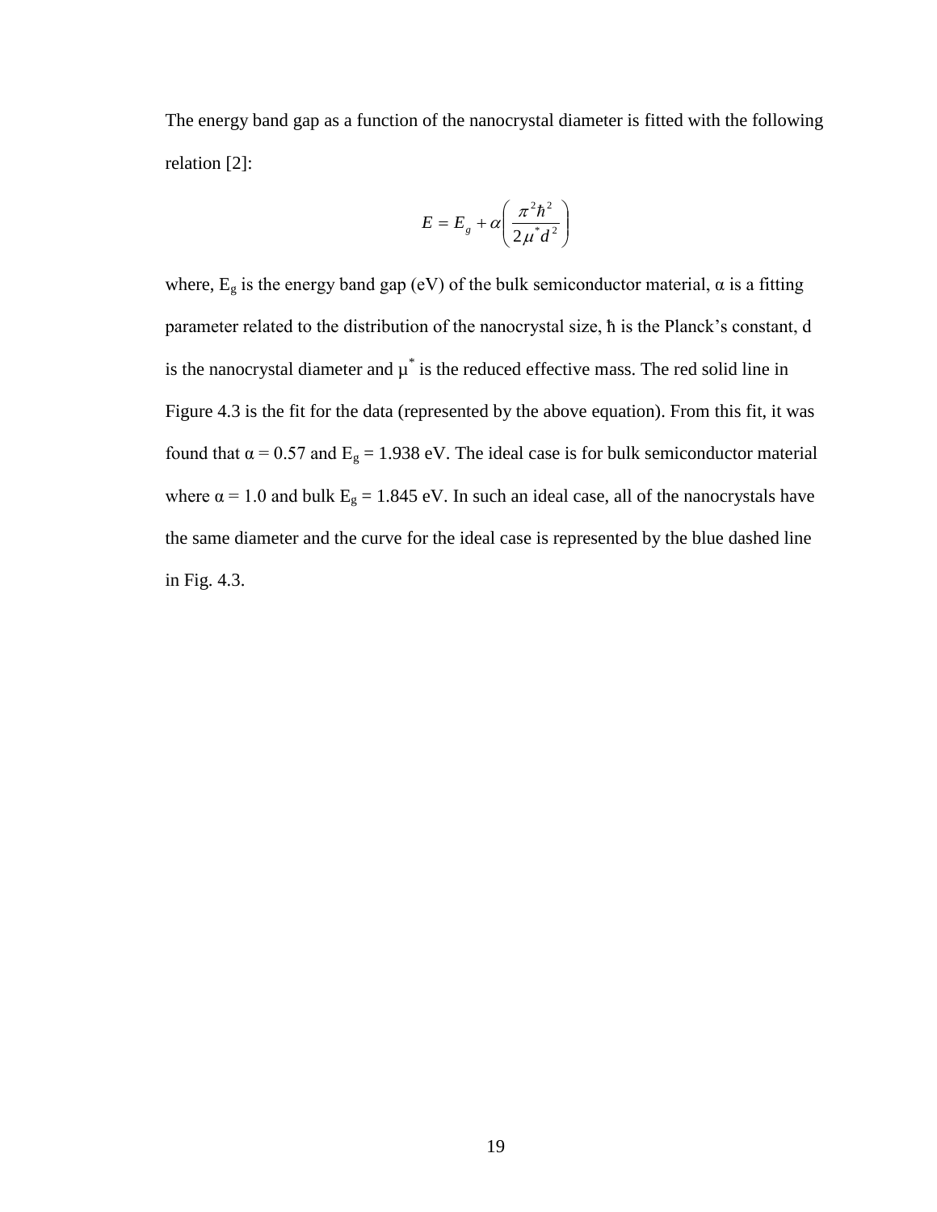The energy band gap as a function of the nanocrystal diameter is fitted with the following relation [2]:

$$E = E_g + \alpha\left(\frac{\pi^2\hbar^2}{2\mu^* d^2}\right)$$

where, $E_g$ is the energy band gap (eV) of the bulk semiconductor material, α is a fitting parameter related to the distribution of the nanocrystal size, ħ is the Planck's constant, d is the nanocrystal diameter and $\mu^*$ is the reduced effective mass. The red solid line in Figure 4.3 is the fit for the data (represented by the above equation). From this fit, it was found that $\alpha = 0.57$ and $E_g = 1.938$ eV. The ideal case is for bulk semiconductor material where $\alpha = 1.0$ and bulk $E_g = 1.845$ eV. In such an ideal case, all of the nanocrystals have the same diameter and the curve for the ideal case is represented by the blue dashed line in Fig. 4.3.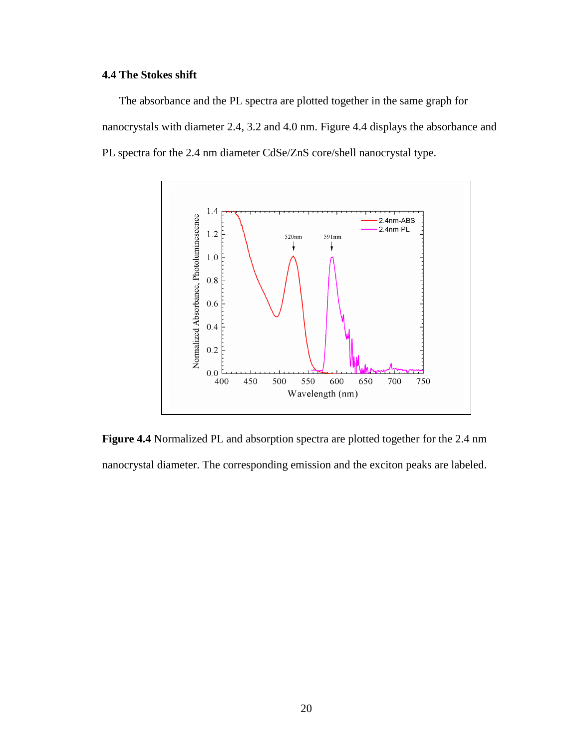### 4.4 The Stokes shift

The absorbance and the PL spectra are plotted together in the same graph for nanocrystals with diameter 2.4, 3.2 and 4.0 nm. Figure 4.4 displays the absorbance and PL spectra for the 2.4 nm diameter CdSe/ZnS core/shell nanocrystal type.

**Figure 4.4** Normalized PL and absorption spectra are plotted together for the 2.4 nm nanocrystal diameter. The corresponding emission and the exciton peaks are labeled.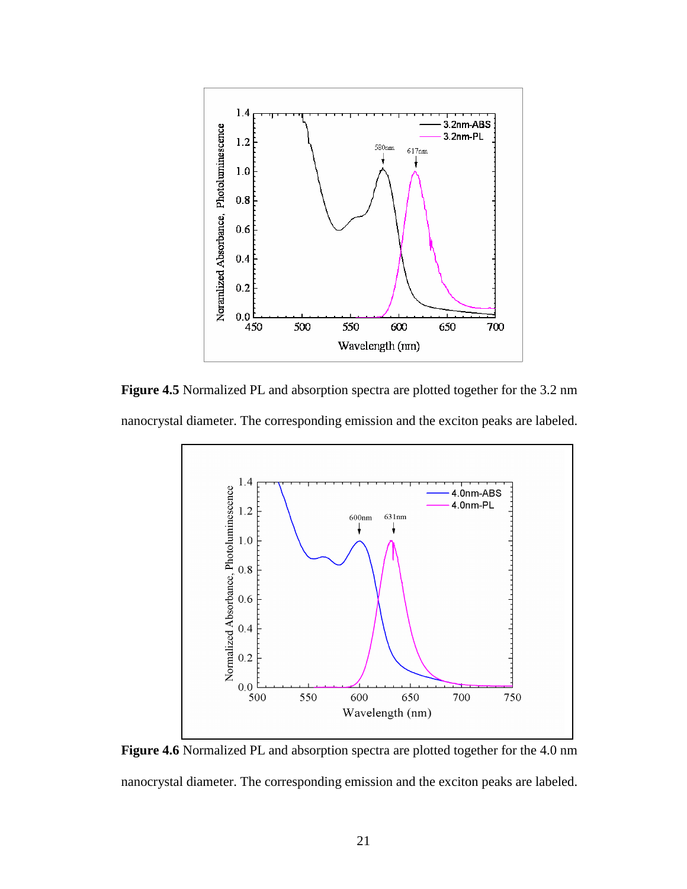**Figure 4.5** Normalized PL and absorption spectra are plotted together for the 3.2 nm nanocrystal diameter. The corresponding emission and the exciton peaks are labeled.

**Figure 4.6** Normalized PL and absorption spectra are plotted together for the 4.0 nm nanocrystal diameter. The corresponding emission and the exciton peaks are labeled.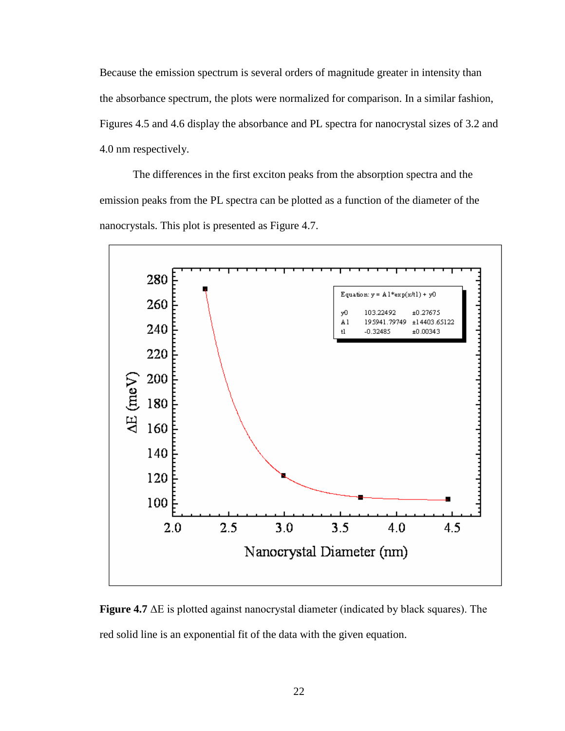Because the emission spectrum is several orders of magnitude greater in intensity than the absorbance spectrum, the plots were normalized for comparison. In a similar fashion, Figures 4.5 and 4.6 display the absorbance and PL spectra for nanocrystal sizes of 3.2 and 4.0 nm respectively.

The differences in the first exciton peaks from the absorption spectra and the emission peaks from the PL spectra can be plotted as a function of the diameter of the nanocrystals. This plot is presented as Figure 4.7.

**Figure 4.7** $\Delta E$ is plotted against nanocrystal diameter (indicated by black squares). The red solid line is an exponential fit of the data with the given equation.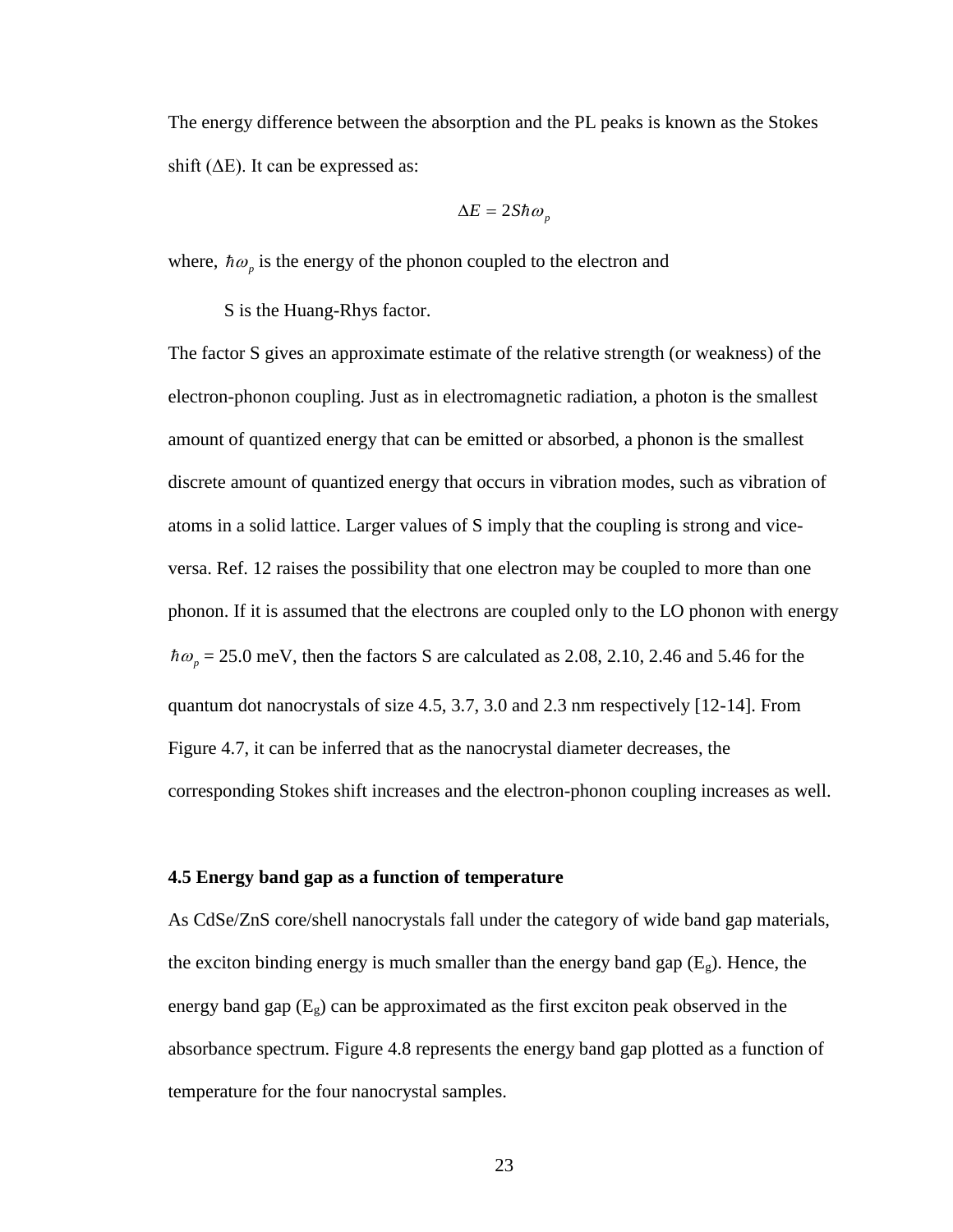The energy difference between the absorption and the PL peaks is known as the Stokes shift ($\Delta$E). It can be expressed as:

$$\Delta E = 2S\hbar\omega_p$$

where, $\hbar\omega_p$ is the energy of the phonon coupled to the electron and

S is the Huang-Rhys factor.

The factor S gives an approximate estimate of the relative strength (or weakness) of the electron-phonon coupling. Just as in electromagnetic radiation, a photon is the smallest amount of quantized energy that can be emitted or absorbed, a phonon is the smallest discrete amount of quantized energy that occurs in vibration modes, such as vibration of atoms in a solid lattice. Larger values of S imply that the coupling is strong and vice-versa. Ref. 12 raises the possibility that one electron may be coupled to more than one phonon. If it is assumed that the electrons are coupled only to the LO phonon with energy $\hbar\omega_p$ = 25.0 meV, then the factors S are calculated as 2.08, 2.10, 2.46 and 5.46 for the quantum dot nanocrystals of size 4.5, 3.7, 3.0 and 2.3 nm respectively [12-14]. From Figure 4.7, it can be inferred that as the nanocrystal diameter decreases, the corresponding Stokes shift increases and the electron-phonon coupling increases as well.

### 4.5 Energy band gap as a function of temperature

As CdSe/ZnS core/shell nanocrystals fall under the category of wide band gap materials, the exciton binding energy is much smaller than the energy band gap ($E_g$). Hence, the energy band gap ($E_g$) can be approximated as the first exciton peak observed in the absorbance spectrum. Figure 4.8 represents the energy band gap plotted as a function of temperature for the four nanocrystal samples.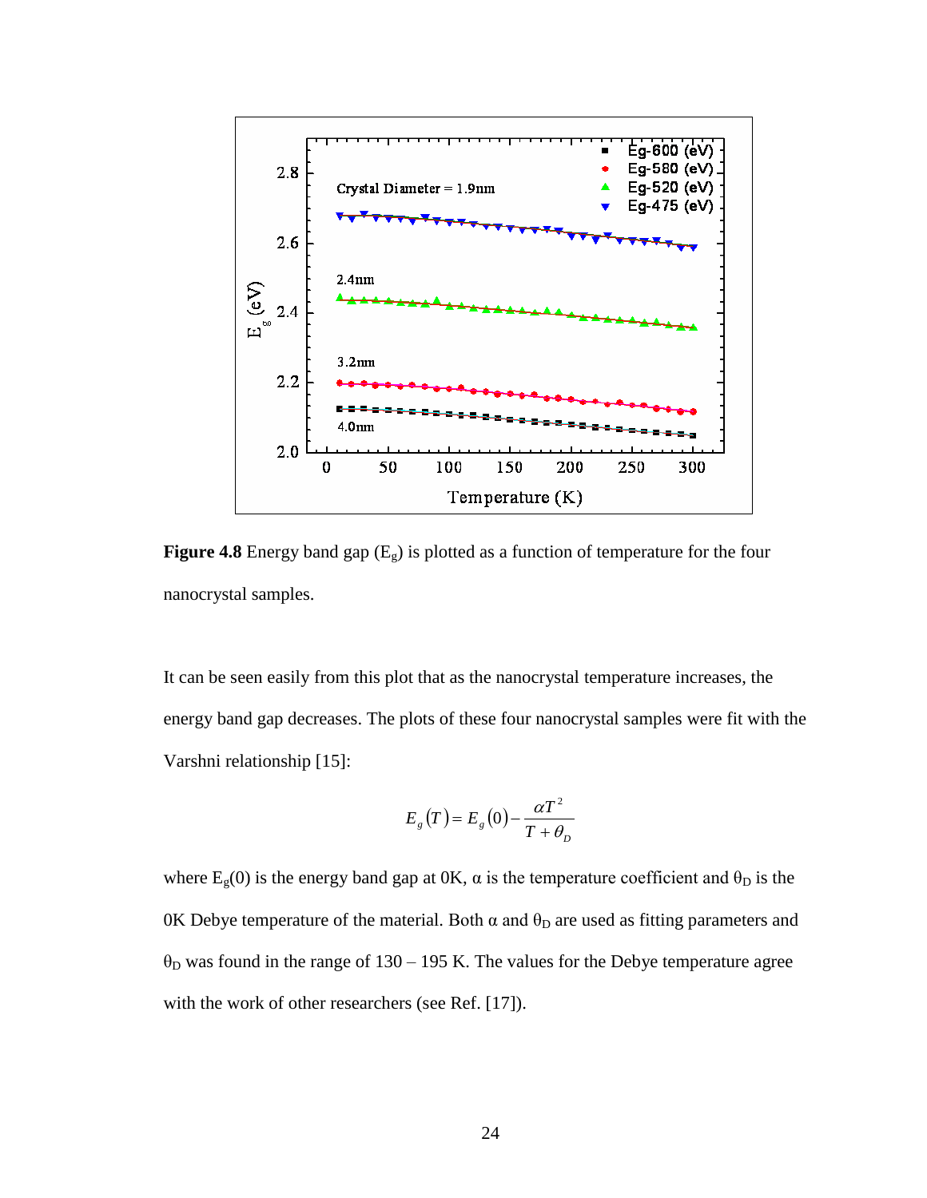**Figure 4.8** Energy band gap ($E_g$) is plotted as a function of temperature for the four nanocrystal samples.

It can be seen easily from this plot that as the nanocrystal temperature increases, the energy band gap decreases. The plots of these four nanocrystal samples were fit with the Varshni relationship [15]:

$$E_g(T) = E_g(0) - \frac{\alpha T^2}{T + \theta_D}$$

where $E_g(0)$ is the energy band gap at 0K, $\alpha$ is the temperature coefficient and $\theta_D$ is the 0K Debye temperature of the material. Both $\alpha$ and $\theta_D$ are used as fitting parameters and $\theta_D$ was found in the range of 130 – 195 K. The values for the Debye temperature agree with the work of other researchers (see Ref. [17]).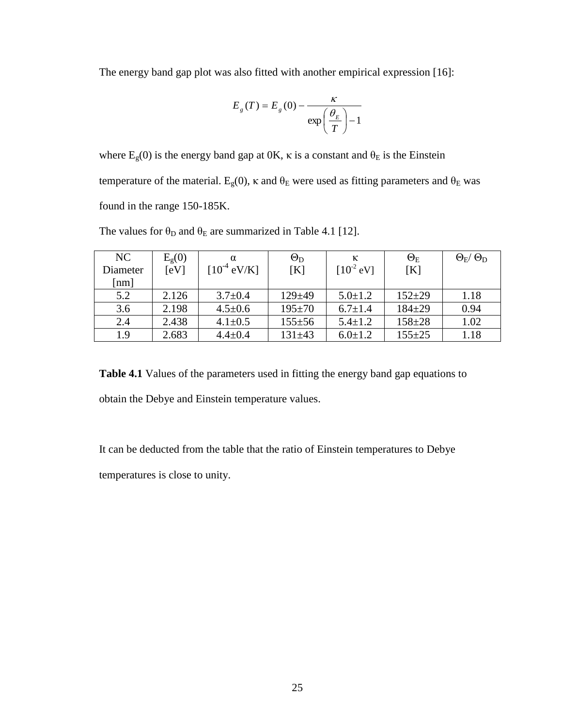The energy band gap plot was also fitted with another empirical expression [16]:

$$E_g(T) = E_g(0) - \frac{\kappa}{\exp\left(\frac{\theta_E}{T}\right) - 1}$$

where $E_g(0)$ is the energy band gap at 0K, $\kappa$ is a constant and $\theta_E$ is the Einstein temperature of the material. $E_g(0)$, $\kappa$ and $\theta_E$ were used as fitting parameters and $\theta_E$ was found in the range 150-185K.

The values for $\theta_D$ and $\theta_E$ are summarized in Table 4.1 [12].

| NC Diameter [nm] | $E_g(0)$ [eV] | $\alpha$ [$10^{-4}$ eV/K] | $\Theta_D$ [K] | $\kappa$ [$10^{-2}$ eV] | $\Theta_E$ [K] | $\Theta_E / \Theta_D$ |
|---|---|---|---|---|---|---|
| 5.2 | 2.126 | 3.7±0.4 | 129±49 | 5.0±1.2 | 152±29 | 1.18 |
| 3.6 | 2.198 | 4.5±0.6 | 195±70 | 6.7±1.4 | 184±29 | 0.94 |
| 2.4 | 2.438 | 4.1±0.5 | 155±56 | 5.4±1.2 | 158±28 | 1.02 |
| 1.9 | 2.683 | 4.4±0.4 | 131±43 | 6.0±1.2 | 155±25 | 1.18 |

**Table 4.1** Values of the parameters used in fitting the energy band gap equations to obtain the Debye and Einstein temperature values.

It can be deducted from the table that the ratio of Einstein temperatures to Debye temperatures is close to unity.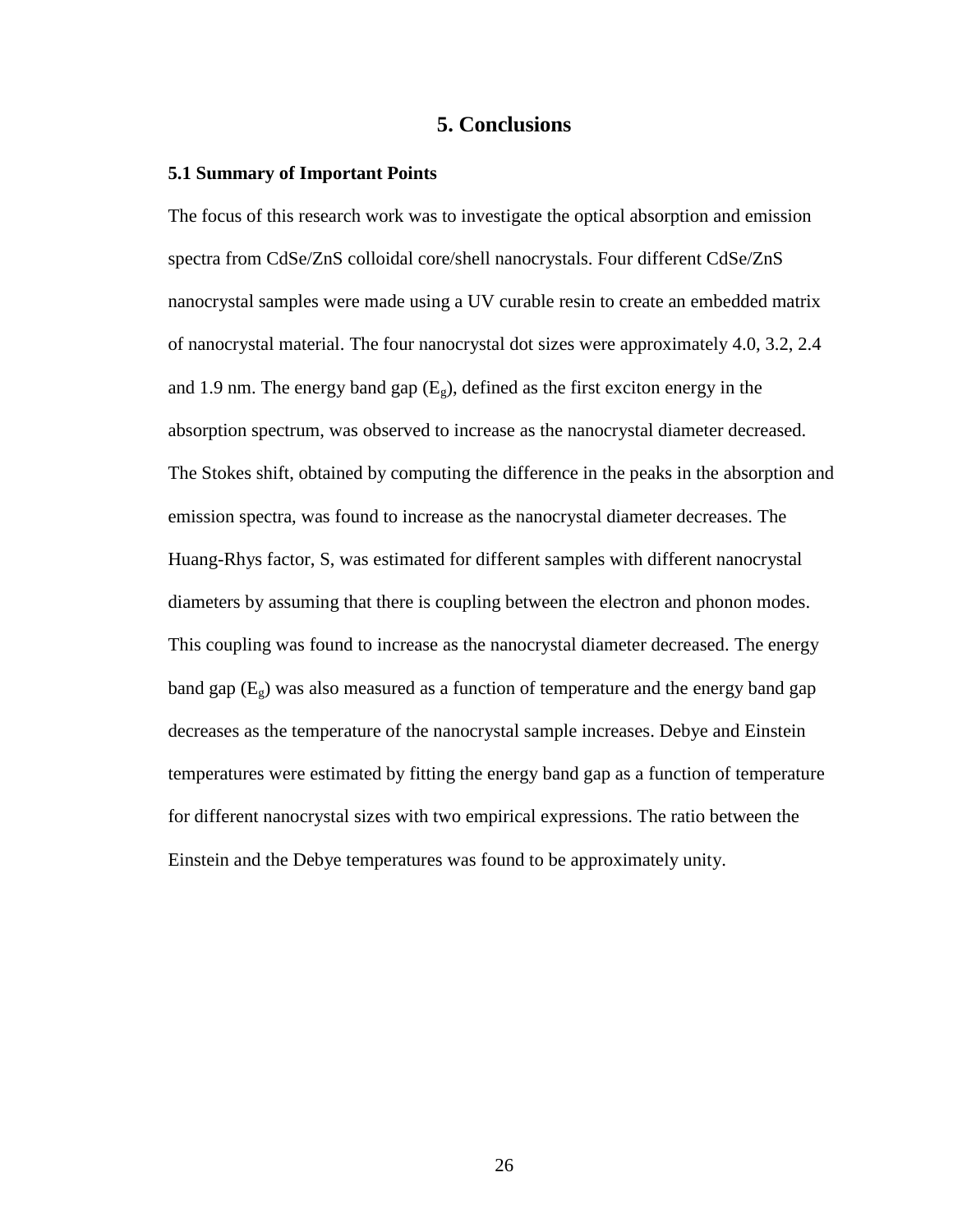# 5. Conclusions

## 5.1 Summary of Important Points

The focus of this research work was to investigate the optical absorption and emission spectra from CdSe/ZnS colloidal core/shell nanocrystals. Four different CdSe/ZnS nanocrystal samples were made using a UV curable resin to create an embedded matrix of nanocrystal material. The four nanocrystal dot sizes were approximately 4.0, 3.2, 2.4 and 1.9 nm. The energy band gap ($E_g$), defined as the first exciton energy in the absorption spectrum, was observed to increase as the nanocrystal diameter decreased. The Stokes shift, obtained by computing the difference in the peaks in the absorption and emission spectra, was found to increase as the nanocrystal diameter decreases. The Huang-Rhys factor, S, was estimated for different samples with different nanocrystal diameters by assuming that there is coupling between the electron and phonon modes. This coupling was found to increase as the nanocrystal diameter decreased. The energy band gap ($E_g$) was also measured as a function of temperature and the energy band gap decreases as the temperature of the nanocrystal sample increases. Debye and Einstein temperatures were estimated by fitting the energy band gap as a function of temperature for different nanocrystal sizes with two empirical expressions. The ratio between the Einstein and the Debye temperatures was found to be approximately unity.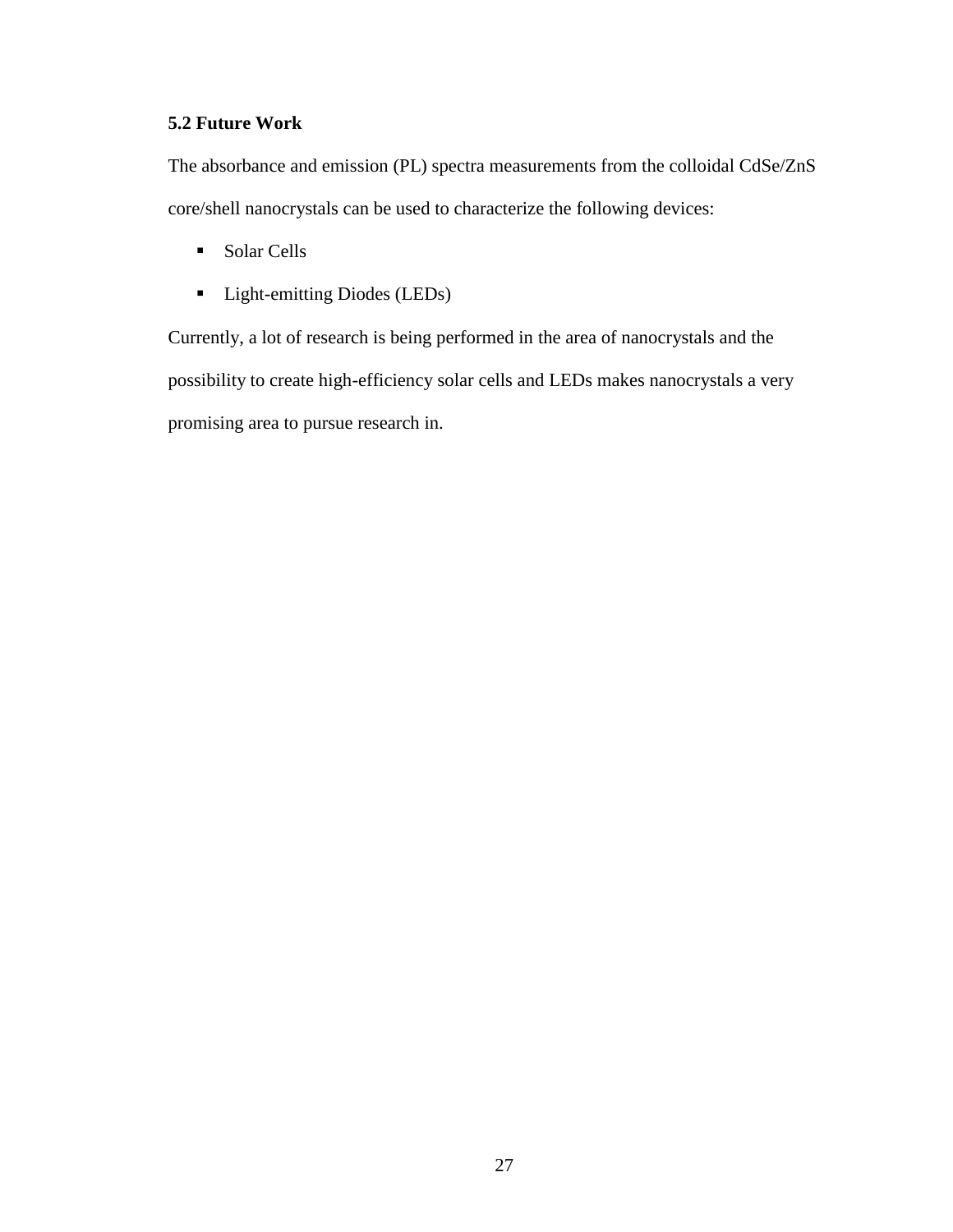## 5.2 Future Work

The absorbance and emission (PL) spectra measurements from the colloidal CdSe/ZnS core/shell nanocrystals can be used to characterize the following devices:

- Solar Cells
- Light-emitting Diodes (LEDs)

Currently, a lot of research is being performed in the area of nanocrystals and the possibility to create high-efficiency solar cells and LEDs makes nanocrystals a very promising area to pursue research in.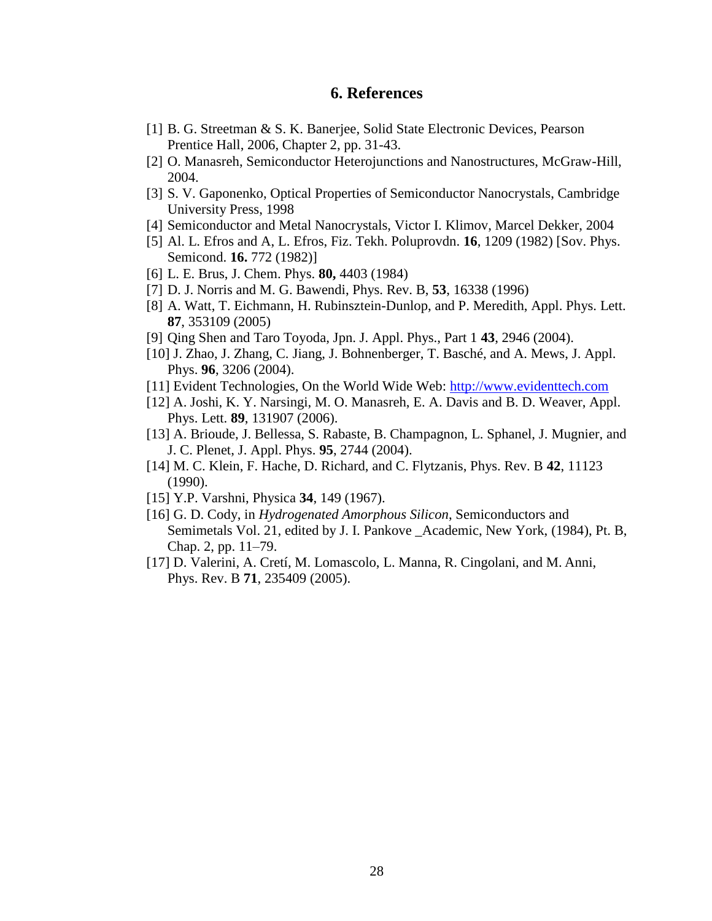## 6. References

[1] B. G. Streetman & S. K. Banerjee, Solid State Electronic Devices, Pearson Prentice Hall, 2006, Chapter 2, pp. 31-43.

[2] O. Manasreh, Semiconductor Heterojunctions and Nanostructures, McGraw-Hill, 2004.

[3] S. V. Gaponenko, Optical Properties of Semiconductor Nanocrystals, Cambridge University Press, 1998

[4] Semiconductor and Metal Nanocrystals, Victor I. Klimov, Marcel Dekker, 2004

[5] Al. L. Efros and A, L. Efros, Fiz. Tekh. Poluprovdn. **16**, 1209 (1982) [Sov. Phys. Semicond. **16.** 772 (1982)]

[6] L. E. Brus, J. Chem. Phys. **80,** 4403 (1984)

[7] D. J. Norris and M. G. Bawendi, Phys. Rev. B, **53**, 16338 (1996)

[8] A. Watt, T. Eichmann, H. Rubinsztein-Dunlop, and P. Meredith, Appl. Phys. Lett. **87**, 353109 (2005)

[9] Qing Shen and Taro Toyoda, Jpn. J. Appl. Phys., Part 1 **43**, 2946 (2004).

[10] J. Zhao, J. Zhang, C. Jiang, J. Bohnenberger, T. Basché, and A. Mews, J. Appl. Phys. **96**, 3206 (2004).

[11] Evident Technologies, On the World Wide Web: http://www.evidenttech.com

[12] A. Joshi, K. Y. Narsingi, M. O. Manasreh, E. A. Davis and B. D. Weaver, Appl. Phys. Lett. **89**, 131907 (2006).

[13] A. Brioude, J. Bellessa, S. Rabaste, B. Champagnon, L. Sphanel, J. Mugnier, and J. C. Plenet, J. Appl. Phys. **95**, 2744 (2004).

[14] M. C. Klein, F. Hache, D. Richard, and C. Flytzanis, Phys. Rev. B **42**, 11123 (1990).

[15] Y.P. Varshni, Physica **34**, 149 (1967).

[16] G. D. Cody, in *Hydrogenated Amorphous Silicon*, Semiconductors and Semimetals Vol. 21, edited by J. I. Pankove _Academic, New York, (1984), Pt. B, Chap. 2, pp. 11–79.

[17] D. Valerini, A. Cretí, M. Lomascolo, L. Manna, R. Cingolani, and M. Anni, Phys. Rev. B **71**, 235409 (2005).